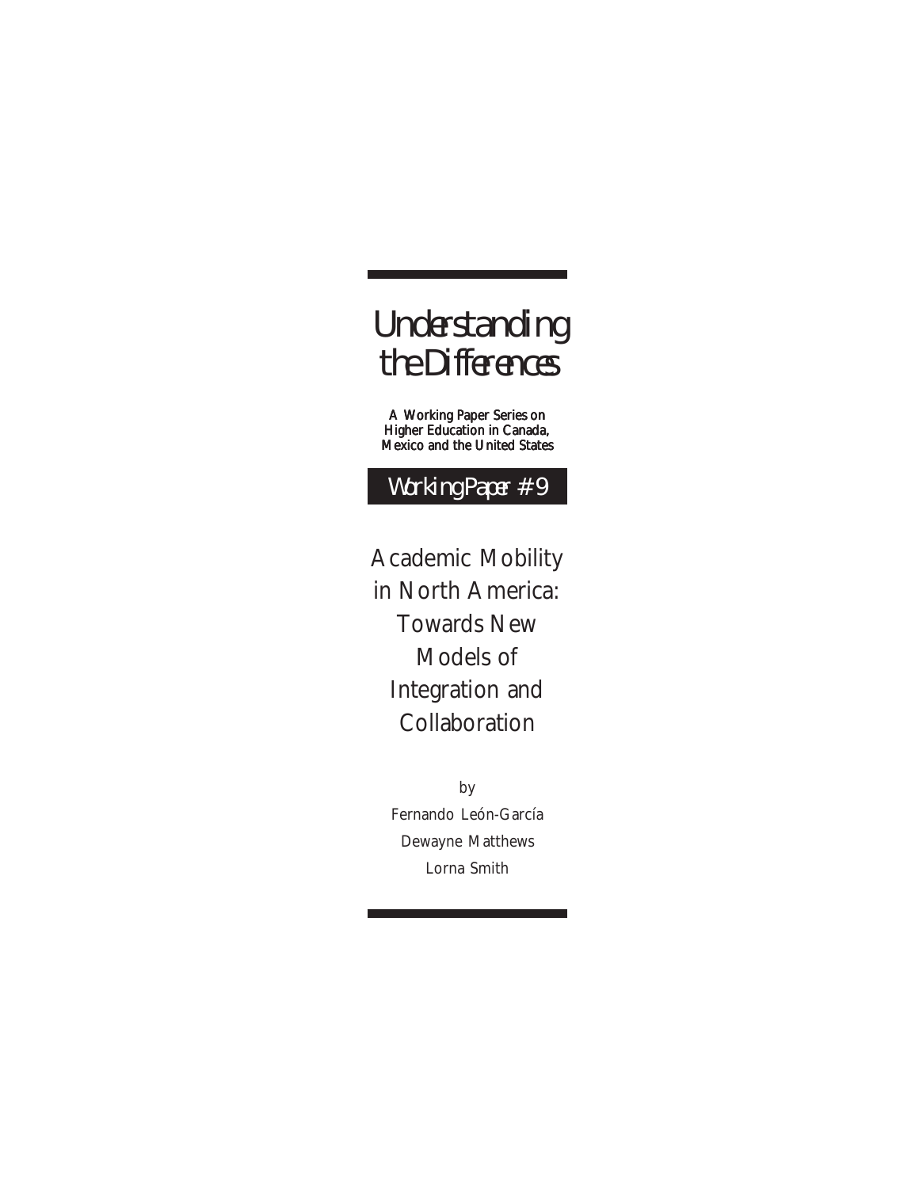# Understanding the Differences

A Working Paper Series on Higher Education in Canada, Mexico and the United States

Working Paper # 9

## Academic Mobility in North America: Towards New Models of Integration and Collaboration

by

Fernando León-García

Dewayne Matthews

Lorna Smith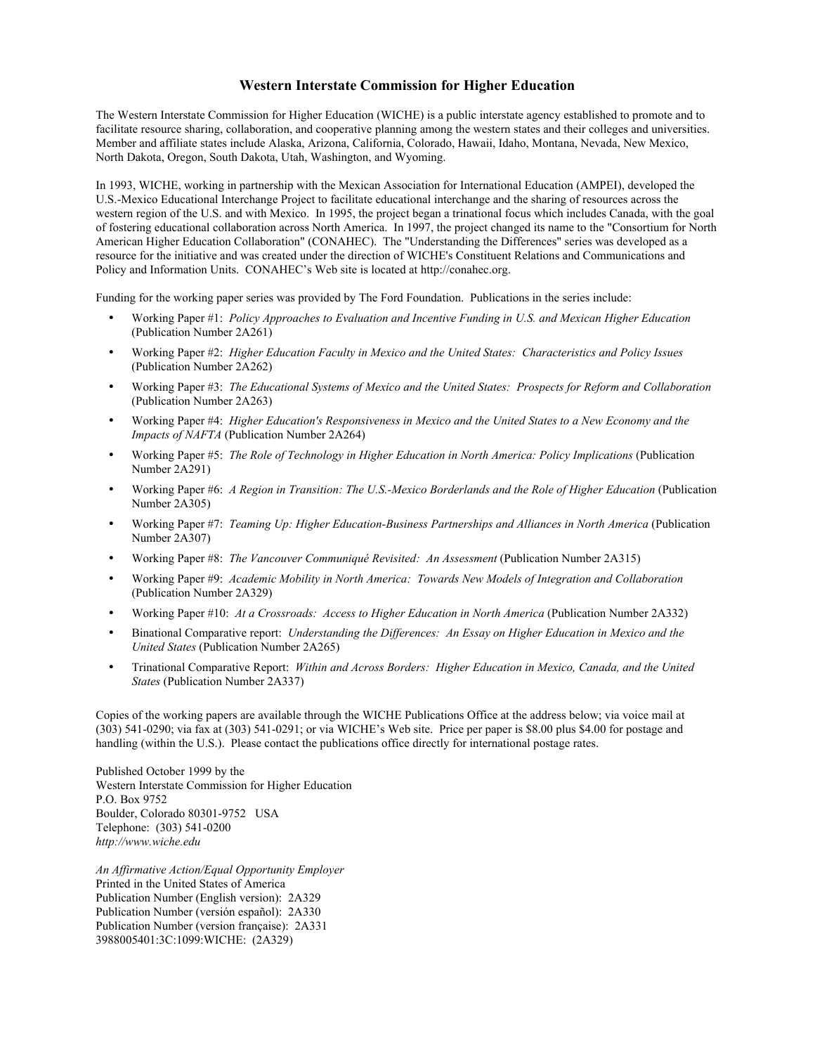# Western Interstate Commission for Higher Education

The Western Interstate Commission for Higher Education (WICHE) is a public interstate agency established to promote and to facilitate resource sharing, collaboration, and cooperative planning among the western states and their colleges and universities. Member and affiliate states include Alaska, Arizona, California, Colorado, Hawaii, Idaho, Montana, Nevada, New Mexico, North Dakota, Oregon, South Dakota, Utah, Washington, and Wyoming.

In 1993, WICHE, working in partnership with the Mexican Association for International Education (AMPEI), developed the U.S.-Mexico Educational Interchange Project to facilitate educational interchange and the sharing of resources across the western region of the U.S. and with Mexico. In 1995, the project began a trinational focus which includes Canada, with the goal of fostering educational collaboration across North America. In 1997, the project changed its name to the "Consortium for North American Higher Education Collaboration" (CONAHEC). The "Understanding the Differences" series was developed as a resource for the initiative and was created under the direction of WICHE's Constituent Relations and Communications and Policy and Information Units. CONAHEC's Web site is located at http://conahec.org.

Funding for the working paper series was provided by The Ford Foundation. Publications in the series include:

- Working Paper #1: *Policy Approaches to Evaluation and Incentive Funding in U.S. and Mexican Higher Education* (Publication Number 2A261)
- Working Paper #2: *Higher Education Faculty in Mexico and the United States: Characteristics and Policy Issues* (Publication Number 2A262)
- Working Paper #3: *The Educational Systems of Mexico and the United States: Prospects for Reform and Collaboration* (Publication Number 2A263)
- Working Paper #4: *Higher Education's Responsiveness in Mexico and the United States to a New Economy and the Impacts of NAFTA* (Publication Number 2A264)
- Working Paper #5: *The Role of Technology in Higher Education in North America: Policy Implications* (Publication Number 2A291)
- Working Paper #6: *A Region in Transition: The U.S.-Mexico Borderlands and the Role of Higher Education* (Publication Number 2A305)
- Working Paper #7: *Teaming Up: Higher Education-Business Partnerships and Alliances in North America* (Publication Number 2A307)
- Working Paper #8: *The Vancouver Communiqué Revisited: An Assessment* (Publication Number 2A315)
- Working Paper #9: *Academic Mobility in North America: Towards New Models of Integration and Collaboration* (Publication Number 2A329)
- Working Paper #10: *At a Crossroads: Access to Higher Education in North America* (Publication Number 2A332)
- Binational Comparative report: *Understanding the Differences: An Essay on Higher Education in Mexico and the United States* (Publication Number 2A265)
- Trinational Comparative Report: *Within and Across Borders: Higher Education in Mexico, Canada, and the United States* (Publication Number 2A337)

Copies of the working papers are available through the WICHE Publications Office at the address below; via voice mail at (303) 541-0290; via fax at (303) 541-0291; or via WICHE's Web site. Price per paper is $8.00 plus $4.00 for postage and handling (within the U.S.). Please contact the publications office directly for international postage rates.

Published October 1999 by the
Western Interstate Commission for Higher Education
P.O. Box 9752
Boulder, Colorado 80301-9752 USA
Telephone: (303) 541-0200
*http://www.wiche.edu*

*An Affirmative Action/Equal Opportunity Employer*
Printed in the United States of America
Publication Number (English version): 2A329
Publication Number (versión español): 2A330
Publication Number (version française): 2A331
3988005401:3C:1099:WICHE: (2A329)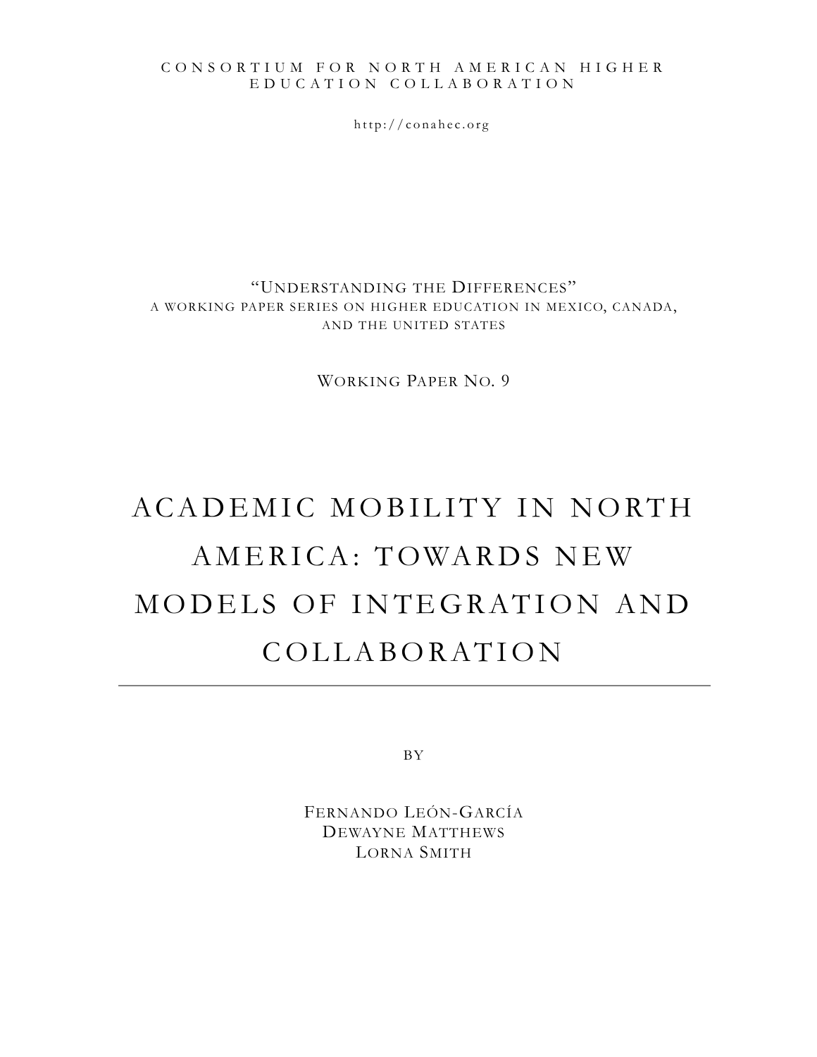CONSORTIUM FOR NORTH AMERICAN HIGHER EDUCATION COLLABORATION

http://conahec.org

"UNDERSTANDING THE DIFFERENCES"
A WORKING PAPER SERIES ON HIGHER EDUCATION IN MEXICO, CANADA, AND THE UNITED STATES

WORKING PAPER NO. 9

# ACADEMIC MOBILITY IN NORTH AMERICA: TOWARDS NEW MODELS OF INTEGRATION AND COLLABORATION

---

BY

FERNANDO LEÓN-GARCÍA
DEWAYNE MATTHEWS
LORNA SMITH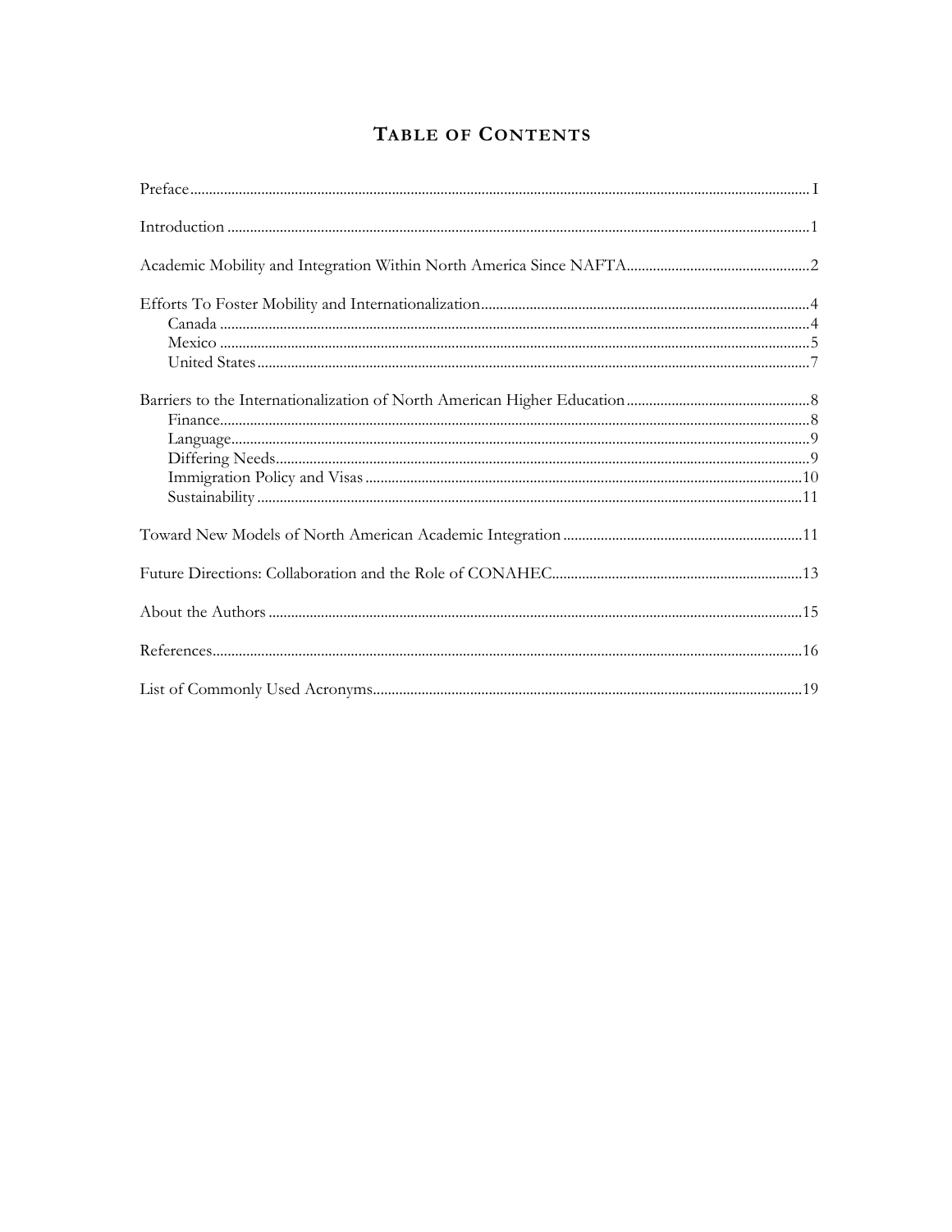# Table of Contents

Preface ........................................................................ I

Introduction ........................................................................ 1

Academic Mobility and Integration Within North America Since NAFTA ........................................ 2

Efforts To Foster Mobility and Internationalization ........................................ 4
- Canada ........................................................................ 4
- Mexico ........................................................................ 5
- United States ........................................................................ 7

Barriers to the Internationalization of North American Higher Education ........................................ 8
- Finance ........................................................................ 8
- Language ........................................................................ 9
- Differing Needs ........................................................................ 9
- Immigration Policy and Visas ........................................................................ 10
- Sustainability ........................................................................ 11

Toward New Models of North American Academic Integration ........................................ 11

Future Directions: Collaboration and the Role of CONAHEC ........................................ 13

About the Authors ........................................................................ 15

References ........................................................................ 16

List of Commonly Used Acronyms ........................................................................ 19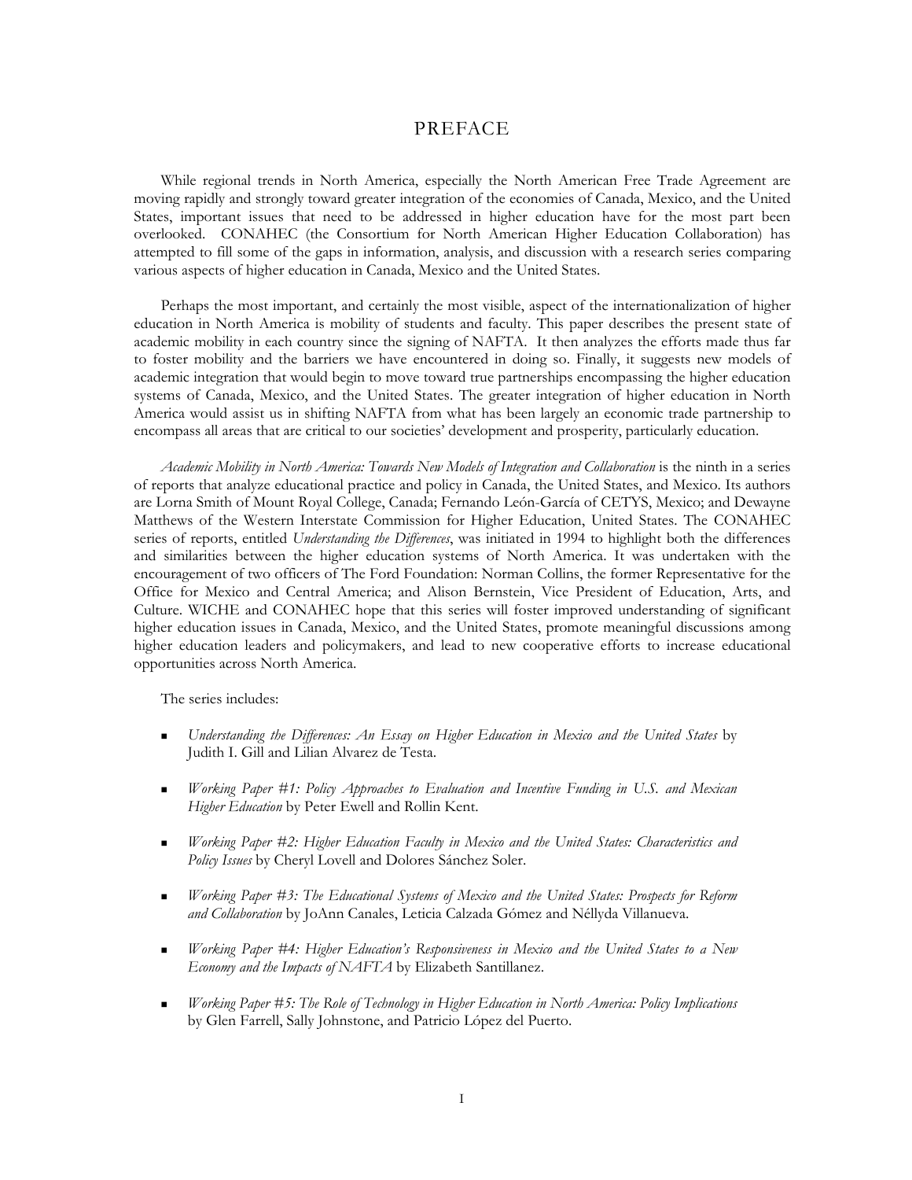# PREFACE

While regional trends in North America, especially the North American Free Trade Agreement are moving rapidly and strongly toward greater integration of the economies of Canada, Mexico, and the United States, important issues that need to be addressed in higher education have for the most part been overlooked. CONAHEC (the Consortium for North American Higher Education Collaboration) has attempted to fill some of the gaps in information, analysis, and discussion with a research series comparing various aspects of higher education in Canada, Mexico and the United States.

Perhaps the most important, and certainly the most visible, aspect of the internationalization of higher education in North America is mobility of students and faculty. This paper describes the present state of academic mobility in each country since the signing of NAFTA. It then analyzes the efforts made thus far to foster mobility and the barriers we have encountered in doing so. Finally, it suggests new models of academic integration that would begin to move toward true partnerships encompassing the higher education systems of Canada, Mexico, and the United States. The greater integration of higher education in North America would assist us in shifting NAFTA from what has been largely an economic trade partnership to encompass all areas that are critical to our societies' development and prosperity, particularly education.

*Academic Mobility in North America: Towards New Models of Integration and Collaboration* is the ninth in a series of reports that analyze educational practice and policy in Canada, the United States, and Mexico. Its authors are Lorna Smith of Mount Royal College, Canada; Fernando León-García of CETYS, Mexico; and Dewayne Matthews of the Western Interstate Commission for Higher Education, United States. The CONAHEC series of reports, entitled *Understanding the Differences*, was initiated in 1994 to highlight both the differences and similarities between the higher education systems of North America. It was undertaken with the encouragement of two officers of The Ford Foundation: Norman Collins, the former Representative for the Office for Mexico and Central America; and Alison Bernstein, Vice President of Education, Arts, and Culture. WICHE and CONAHEC hope that this series will foster improved understanding of significant higher education issues in Canada, Mexico, and the United States, promote meaningful discussions among higher education leaders and policymakers, and lead to new cooperative efforts to increase educational opportunities across North America.

The series includes:

- *Understanding the Differences: An Essay on Higher Education in Mexico and the United States* by Judith I. Gill and Lilian Alvarez de Testa.
- *Working Paper #1: Policy Approaches to Evaluation and Incentive Funding in U.S. and Mexican Higher Education* by Peter Ewell and Rollin Kent.
- *Working Paper #2: Higher Education Faculty in Mexico and the United States: Characteristics and Policy Issues* by Cheryl Lovell and Dolores Sánchez Soler.
- *Working Paper #3: The Educational Systems of Mexico and the United States: Prospects for Reform and Collaboration* by JoAnn Canales, Leticia Calzada Gómez and Néllyda Villanueva.
- *Working Paper #4: Higher Education's Responsiveness in Mexico and the United States to a New Economy and the Impacts of NAFTA* by Elizabeth Santillanez.
- *Working Paper #5: The Role of Technology in Higher Education in North America: Policy Implications* by Glen Farrell, Sally Johnstone, and Patricio López del Puerto.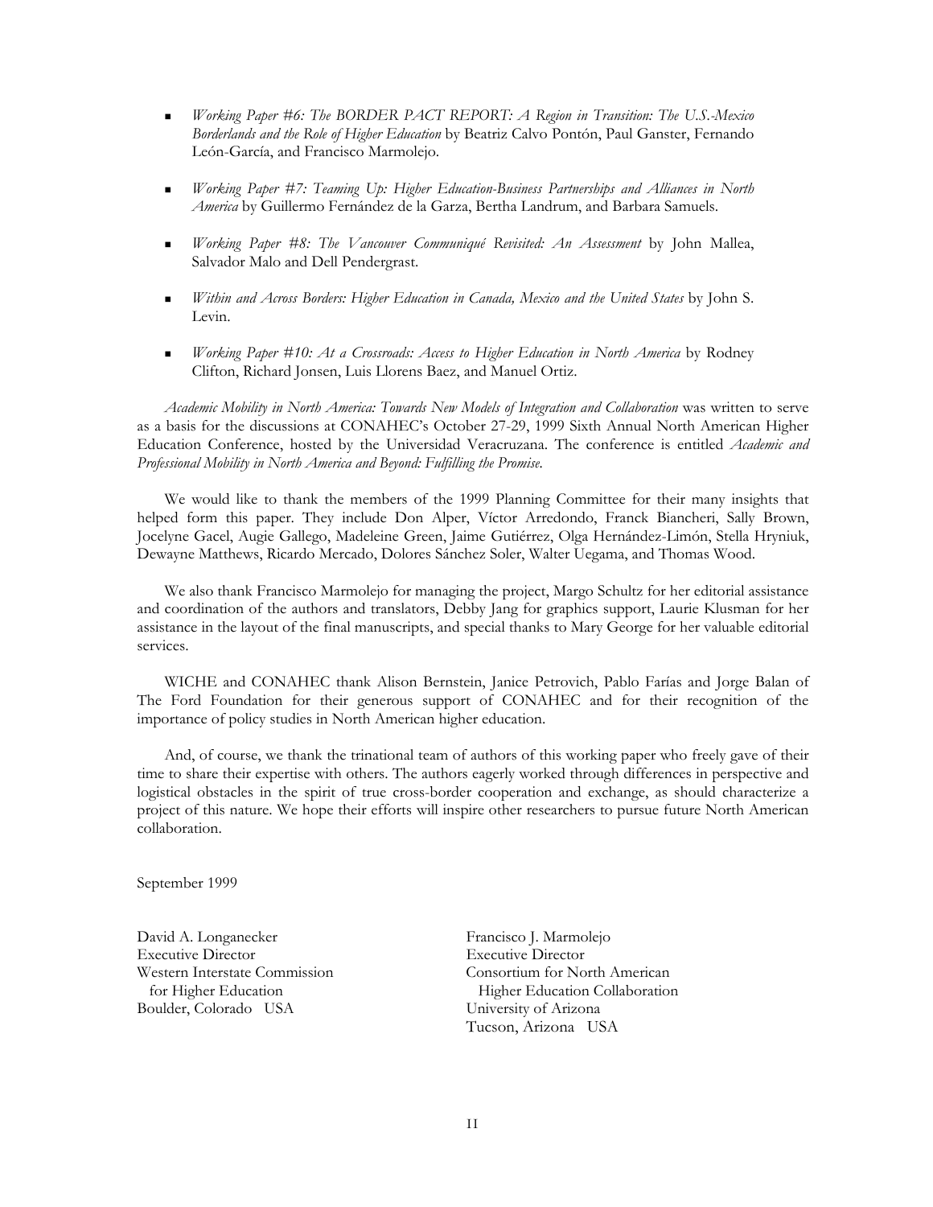- *Working Paper #6: The BORDER PACT REPORT: A Region in Transition: The U.S.-Mexico Borderlands and the Role of Higher Education* by Beatriz Calvo Pontón, Paul Ganster, Fernando León-García, and Francisco Marmolejo.

- *Working Paper #7: Teaming Up: Higher Education-Business Partnerships and Alliances in North America* by Guillermo Fernández de la Garza, Bertha Landrum, and Barbara Samuels.

- *Working Paper #8: The Vancouver Communiqué Revisited: An Assessment* by John Mallea, Salvador Malo and Dell Pendergrast.

- *Within and Across Borders: Higher Education in Canada, Mexico and the United States* by John S. Levin.

- *Working Paper #10: At a Crossroads: Access to Higher Education in North America* by Rodney Clifton, Richard Jonsen, Luis Llorens Baez, and Manuel Ortiz.

*Academic Mobility in North America: Towards New Models of Integration and Collaboration* was written to serve as a basis for the discussions at CONAHEC's October 27-29, 1999 Sixth Annual North American Higher Education Conference, hosted by the Universidad Veracruzana. The conference is entitled *Academic and Professional Mobility in North America and Beyond: Fulfilling the Promise.*

We would like to thank the members of the 1999 Planning Committee for their many insights that helped form this paper. They include Don Alper, Víctor Arredondo, Franck Biancheri, Sally Brown, Jocelyne Gacel, Augie Gallego, Madeleine Green, Jaime Gutiérrez, Olga Hernández-Limón, Stella Hryniuk, Dewayne Matthews, Ricardo Mercado, Dolores Sánchez Soler, Walter Uegama, and Thomas Wood.

We also thank Francisco Marmolejo for managing the project, Margo Schultz for her editorial assistance and coordination of the authors and translators, Debby Jang for graphics support, Laurie Klusman for her assistance in the layout of the final manuscripts, and special thanks to Mary George for her valuable editorial services.

WICHE and CONAHEC thank Alison Bernstein, Janice Petrovich, Pablo Farías and Jorge Balan of The Ford Foundation for their generous support of CONAHEC and for their recognition of the importance of policy studies in North American higher education.

And, of course, we thank the trinational team of authors of this working paper who freely gave of their time to share their expertise with others. The authors eagerly worked through differences in perspective and logistical obstacles in the spirit of true cross-border cooperation and exchange, as should characterize a project of this nature. We hope their efforts will inspire other researchers to pursue future North American collaboration.

September 1999

David A. Longanecker
Executive Director
Western Interstate Commission for Higher Education
Boulder, Colorado USA

Francisco J. Marmolejo
Executive Director
Consortium for North American Higher Education Collaboration
University of Arizona
Tucson, Arizona USA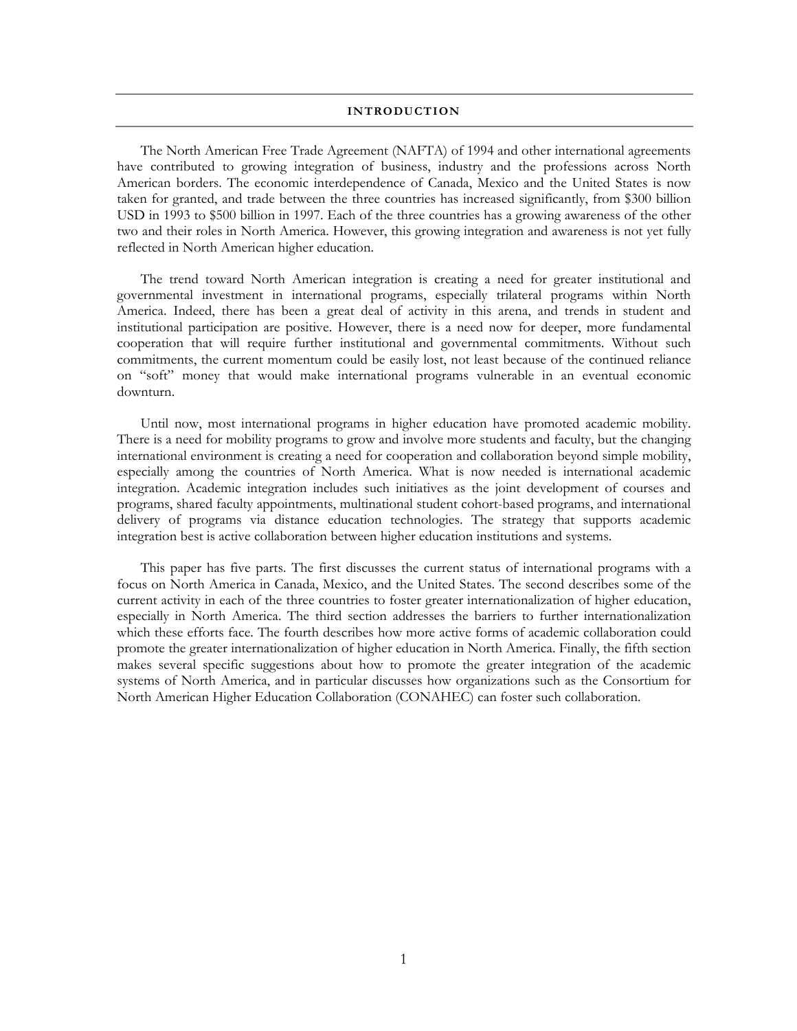## INTRODUCTION

The North American Free Trade Agreement (NAFTA) of 1994 and other international agreements have contributed to growing integration of business, industry and the professions across North American borders. The economic interdependence of Canada, Mexico and the United States is now taken for granted, and trade between the three countries has increased significantly, from $300 billion USD in 1993 to $500 billion in 1997. Each of the three countries has a growing awareness of the other two and their roles in North America. However, this growing integration and awareness is not yet fully reflected in North American higher education.

The trend toward North American integration is creating a need for greater institutional and governmental investment in international programs, especially trilateral programs within North America. Indeed, there has been a great deal of activity in this arena, and trends in student and institutional participation are positive. However, there is a need now for deeper, more fundamental cooperation that will require further institutional and governmental commitments. Without such commitments, the current momentum could be easily lost, not least because of the continued reliance on "soft" money that would make international programs vulnerable in an eventual economic downturn.

Until now, most international programs in higher education have promoted academic mobility. There is a need for mobility programs to grow and involve more students and faculty, but the changing international environment is creating a need for cooperation and collaboration beyond simple mobility, especially among the countries of North America. What is now needed is international academic integration. Academic integration includes such initiatives as the joint development of courses and programs, shared faculty appointments, multinational student cohort-based programs, and international delivery of programs via distance education technologies. The strategy that supports academic integration best is active collaboration between higher education institutions and systems.

This paper has five parts. The first discusses the current status of international programs with a focus on North America in Canada, Mexico, and the United States. The second describes some of the current activity in each of the three countries to foster greater internationalization of higher education, especially in North America. The third section addresses the barriers to further internationalization which these efforts face. The fourth describes how more active forms of academic collaboration could promote the greater internationalization of higher education in North America. Finally, the fifth section makes several specific suggestions about how to promote the greater integration of the academic systems of North America, and in particular discusses how organizations such as the Consortium for North American Higher Education Collaboration (CONAHEC) can foster such collaboration.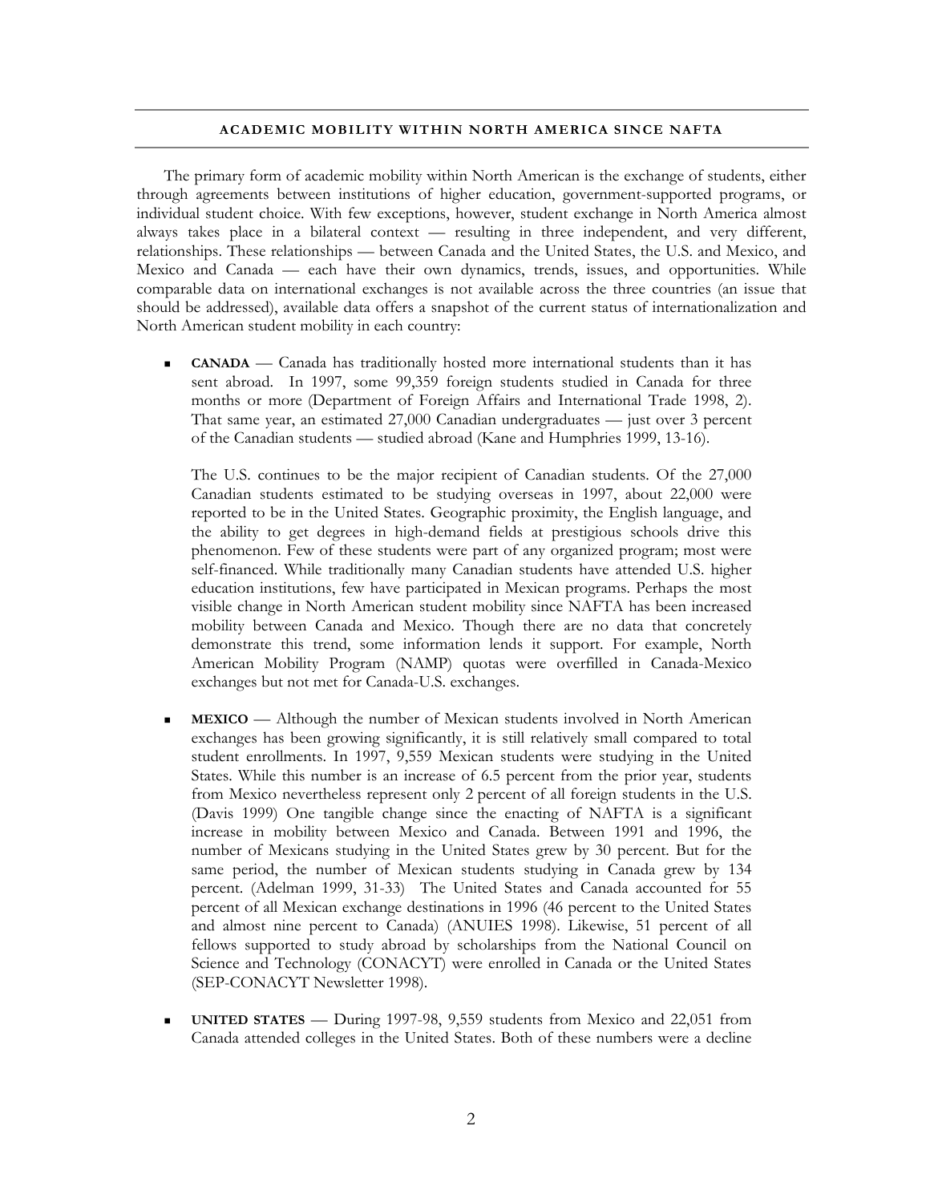## ACADEMIC MOBILITY WITHIN NORTH AMERICA SINCE NAFTA

The primary form of academic mobility within North American is the exchange of students, either through agreements between institutions of higher education, government-supported programs, or individual student choice. With few exceptions, however, student exchange in North America almost always takes place in a bilateral context — resulting in three independent, and very different, relationships. These relationships — between Canada and the United States, the U.S. and Mexico, and Mexico and Canada — each have their own dynamics, trends, issues, and opportunities. While comparable data on international exchanges is not available across the three countries (an issue that should be addressed), available data offers a snapshot of the current status of internationalization and North American student mobility in each country:

- **CANADA** — Canada has traditionally hosted more international students than it has sent abroad. In 1997, some 99,359 foreign students studied in Canada for three months or more (Department of Foreign Affairs and International Trade 1998, 2). That same year, an estimated 27,000 Canadian undergraduates — just over 3 percent of the Canadian students — studied abroad (Kane and Humphries 1999, 13-16).

  The U.S. continues to be the major recipient of Canadian students. Of the 27,000 Canadian students estimated to be studying overseas in 1997, about 22,000 were reported to be in the United States. Geographic proximity, the English language, and the ability to get degrees in high-demand fields at prestigious schools drive this phenomenon. Few of these students were part of any organized program; most were self-financed. While traditionally many Canadian students have attended U.S. higher education institutions, few have participated in Mexican programs. Perhaps the most visible change in North American student mobility since NAFTA has been increased mobility between Canada and Mexico. Though there are no data that concretely demonstrate this trend, some information lends it support. For example, North American Mobility Program (NAMP) quotas were overfilled in Canada-Mexico exchanges but not met for Canada-U.S. exchanges.

- **MEXICO** — Although the number of Mexican students involved in North American exchanges has been growing significantly, it is still relatively small compared to total student enrollments. In 1997, 9,559 Mexican students were studying in the United States. While this number is an increase of 6.5 percent from the prior year, students from Mexico nevertheless represent only 2 percent of all foreign students in the U.S. (Davis 1999) One tangible change since the enacting of NAFTA is a significant increase in mobility between Mexico and Canada. Between 1991 and 1996, the number of Mexicans studying in the United States grew by 30 percent. But for the same period, the number of Mexican students studying in Canada grew by 134 percent. (Adelman 1999, 31-33) The United States and Canada accounted for 55 percent of all Mexican exchange destinations in 1996 (46 percent to the United States and almost nine percent to Canada) (ANUIES 1998). Likewise, 51 percent of all fellows supported to study abroad by scholarships from the National Council on Science and Technology (CONACYT) were enrolled in Canada or the United States (SEP-CONACYT Newsletter 1998).

- **UNITED STATES** — During 1997-98, 9,559 students from Mexico and 22,051 from Canada attended colleges in the United States. Both of these numbers were a decline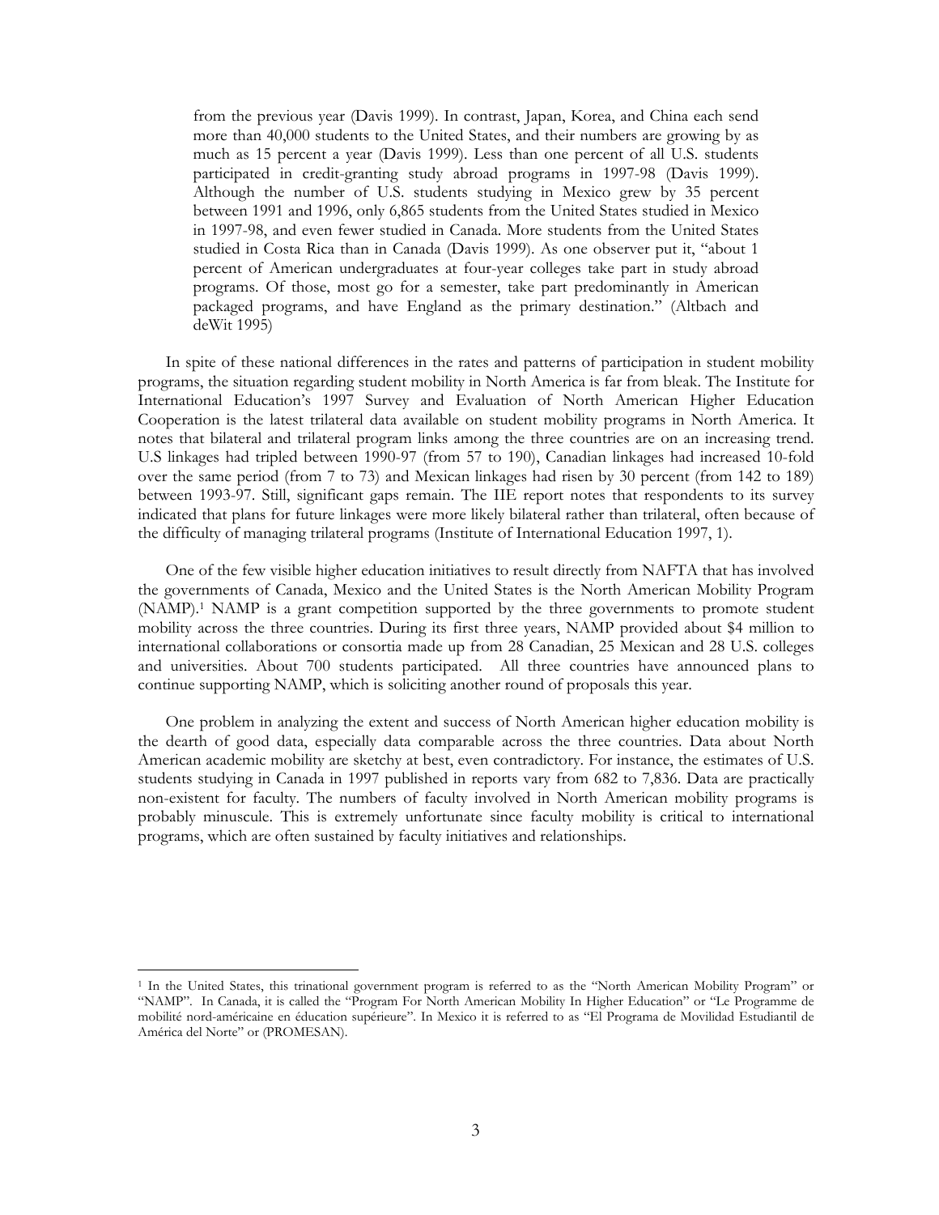> from the previous year (Davis 1999). In contrast, Japan, Korea, and China each send more than 40,000 students to the United States, and their numbers are growing by as much as 15 percent a year (Davis 1999). Less than one percent of all U.S. students participated in credit-granting study abroad programs in 1997-98 (Davis 1999). Although the number of U.S. students studying in Mexico grew by 35 percent between 1991 and 1996, only 6,865 students from the United States studied in Mexico in 1997-98, and even fewer studied in Canada. More students from the United States studied in Costa Rica than in Canada (Davis 1999). As one observer put it, "about 1 percent of American undergraduates at four-year colleges take part in study abroad programs. Of those, most go for a semester, take part predominantly in American packaged programs, and have England as the primary destination." (Altbach and deWit 1995)

In spite of these national differences in the rates and patterns of participation in student mobility programs, the situation regarding student mobility in North America is far from bleak. The Institute for International Education's 1997 Survey and Evaluation of North American Higher Education Cooperation is the latest trilateral data available on student mobility programs in North America. It notes that bilateral and trilateral program links among the three countries are on an increasing trend. U.S linkages had tripled between 1990-97 (from 57 to 190), Canadian linkages had increased 10-fold over the same period (from 7 to 73) and Mexican linkages had risen by 30 percent (from 142 to 189) between 1993-97. Still, significant gaps remain. The IIE report notes that respondents to its survey indicated that plans for future linkages were more likely bilateral rather than trilateral, often because of the difficulty of managing trilateral programs (Institute of International Education 1997, 1).

One of the few visible higher education initiatives to result directly from NAFTA that has involved the governments of Canada, Mexico and the United States is the North American Mobility Program (NAMP).[1] NAMP is a grant competition supported by the three governments to promote student mobility across the three countries. During its first three years, NAMP provided about $4 million to international collaborations or consortia made up from 28 Canadian, 25 Mexican and 28 U.S. colleges and universities. About 700 students participated. All three countries have announced plans to continue supporting NAMP, which is soliciting another round of proposals this year.

One problem in analyzing the extent and success of North American higher education mobility is the dearth of good data, especially data comparable across the three countries. Data about North American academic mobility are sketchy at best, even contradictory. For instance, the estimates of U.S. students studying in Canada in 1997 published in reports vary from 682 to 7,836. Data are practically non-existent for faculty. The numbers of faculty involved in North American mobility programs is probably minuscule. This is extremely unfortunate since faculty mobility is critical to international programs, which are often sustained by faculty initiatives and relationships.

---

[1] In the United States, this trinational government program is referred to as the "North American Mobility Program" or "NAMP". In Canada, it is called the "Program For North American Mobility In Higher Education" or "Le Programme de mobilité nord-américaine en éducation supérieure". In Mexico it is referred to as "El Programa de Movilidad Estudiantil de América del Norte" or (PROMESAN).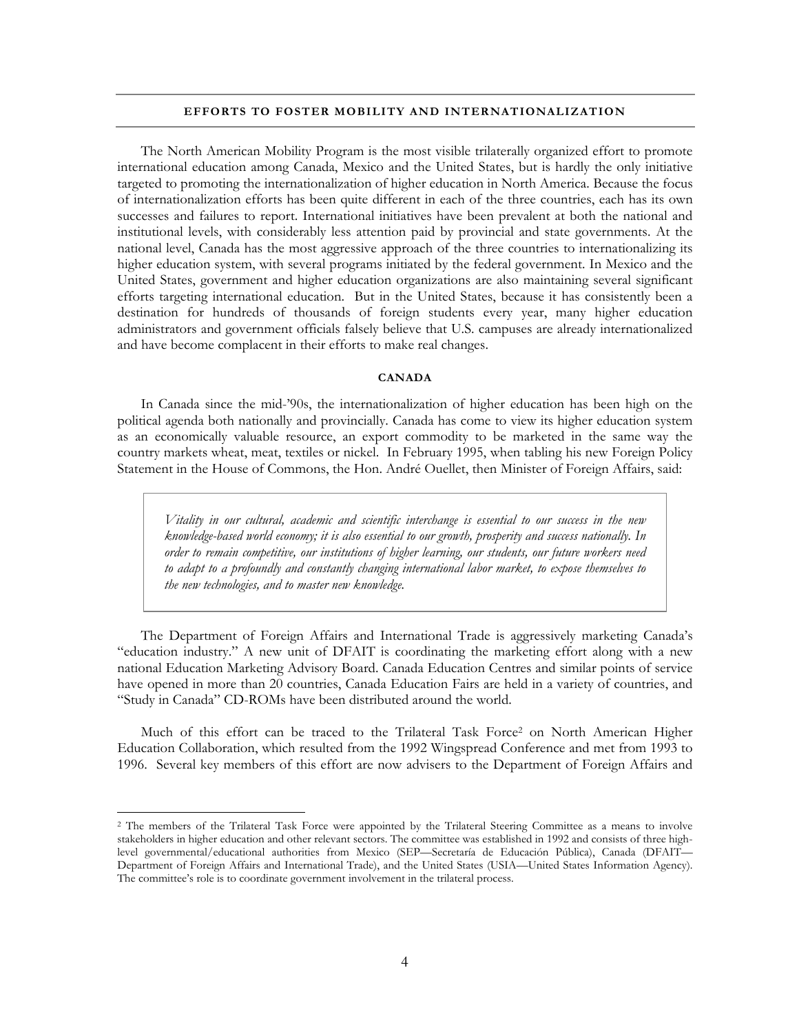## EFFORTS TO FOSTER MOBILITY AND INTERNATIONALIZATION

The North American Mobility Program is the most visible trilaterally organized effort to promote international education among Canada, Mexico and the United States, but is hardly the only initiative targeted to promoting the internationalization of higher education in North America. Because the focus of internationalization efforts has been quite different in each of the three countries, each has its own successes and failures to report. International initiatives have been prevalent at both the national and institutional levels, with considerably less attention paid by provincial and state governments. At the national level, Canada has the most aggressive approach of the three countries to internationalizing its higher education system, with several programs initiated by the federal government. In Mexico and the United States, government and higher education organizations are also maintaining several significant efforts targeting international education. But in the United States, because it has consistently been a destination for hundreds of thousands of foreign students every year, many higher education administrators and government officials falsely believe that U.S. campuses are already internationalized and have become complacent in their efforts to make real changes.

### CANADA

In Canada since the mid-'90s, the internationalization of higher education has been high on the political agenda both nationally and provincially. Canada has come to view its higher education system as an economically valuable resource, an export commodity to be marketed in the same way the country markets wheat, meat, textiles or nickel. In February 1995, when tabling his new Foreign Policy Statement in the House of Commons, the Hon. André Ouellet, then Minister of Foreign Affairs, said:

> *Vitality in our cultural, academic and scientific interchange is essential to our success in the new knowledge-based world economy; it is also essential to our growth, prosperity and success nationally. In order to remain competitive, our institutions of higher learning, our students, our future workers need to adapt to a profoundly and constantly changing international labor market, to expose themselves to the new technologies, and to master new knowledge.*

The Department of Foreign Affairs and International Trade is aggressively marketing Canada's "education industry." A new unit of DFAIT is coordinating the marketing effort along with a new national Education Marketing Advisory Board. Canada Education Centres and similar points of service have opened in more than 20 countries, Canada Education Fairs are held in a variety of countries, and "Study in Canada" CD-ROMs have been distributed around the world.

Much of this effort can be traced to the Trilateral Task Force[2] on North American Higher Education Collaboration, which resulted from the 1992 Wingspread Conference and met from 1993 to 1996. Several key members of this effort are now advisers to the Department of Foreign Affairs and

[2] The members of the Trilateral Task Force were appointed by the Trilateral Steering Committee as a means to involve stakeholders in higher education and other relevant sectors. The committee was established in 1992 and consists of three high-level governmental/educational authorities from Mexico (SEP—Secretaría de Educación Pública), Canada (DFAIT—Department of Foreign Affairs and International Trade), and the United States (USIA—United States Information Agency). The committee's role is to coordinate government involvement in the trilateral process.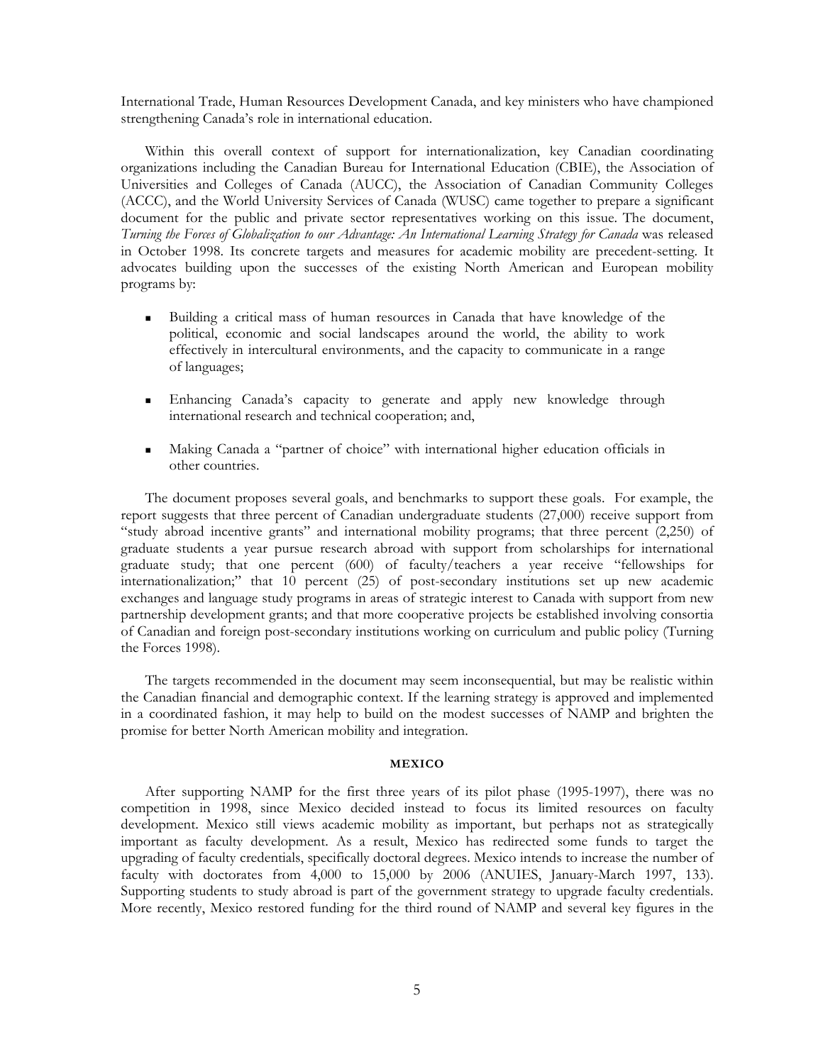International Trade, Human Resources Development Canada, and key ministers who have championed strengthening Canada's role in international education.

Within this overall context of support for internationalization, key Canadian coordinating organizations including the Canadian Bureau for International Education (CBIE), the Association of Universities and Colleges of Canada (AUCC), the Association of Canadian Community Colleges (ACCC), and the World University Services of Canada (WUSC) came together to prepare a significant document for the public and private sector representatives working on this issue. The document, *Turning the Forces of Globalization to our Advantage: An International Learning Strategy for Canada* was released in October 1998. Its concrete targets and measures for academic mobility are precedent-setting. It advocates building upon the successes of the existing North American and European mobility programs by:

- Building a critical mass of human resources in Canada that have knowledge of the political, economic and social landscapes around the world, the ability to work effectively in intercultural environments, and the capacity to communicate in a range of languages;
- Enhancing Canada's capacity to generate and apply new knowledge through international research and technical cooperation; and,
- Making Canada a "partner of choice" with international higher education officials in other countries.

The document proposes several goals, and benchmarks to support these goals. For example, the report suggests that three percent of Canadian undergraduate students (27,000) receive support from "study abroad incentive grants" and international mobility programs; that three percent (2,250) of graduate students a year pursue research abroad with support from scholarships for international graduate study; that one percent (600) of faculty/teachers a year receive "fellowships for internationalization;" that 10 percent (25) of post-secondary institutions set up new academic exchanges and language study programs in areas of strategic interest to Canada with support from new partnership development grants; and that more cooperative projects be established involving consortia of Canadian and foreign post-secondary institutions working on curriculum and public policy (Turning the Forces 1998).

The targets recommended in the document may seem inconsequential, but may be realistic within the Canadian financial and demographic context. If the learning strategy is approved and implemented in a coordinated fashion, it may help to build on the modest successes of NAMP and brighten the promise for better North American mobility and integration.

## MEXICO

After supporting NAMP for the first three years of its pilot phase (1995-1997), there was no competition in 1998, since Mexico decided instead to focus its limited resources on faculty development. Mexico still views academic mobility as important, but perhaps not as strategically important as faculty development. As a result, Mexico has redirected some funds to target the upgrading of faculty credentials, specifically doctoral degrees. Mexico intends to increase the number of faculty with doctorates from 4,000 to 15,000 by 2006 (ANUIES, January-March 1997, 133). Supporting students to study abroad is part of the government strategy to upgrade faculty credentials. More recently, Mexico restored funding for the third round of NAMP and several key figures in the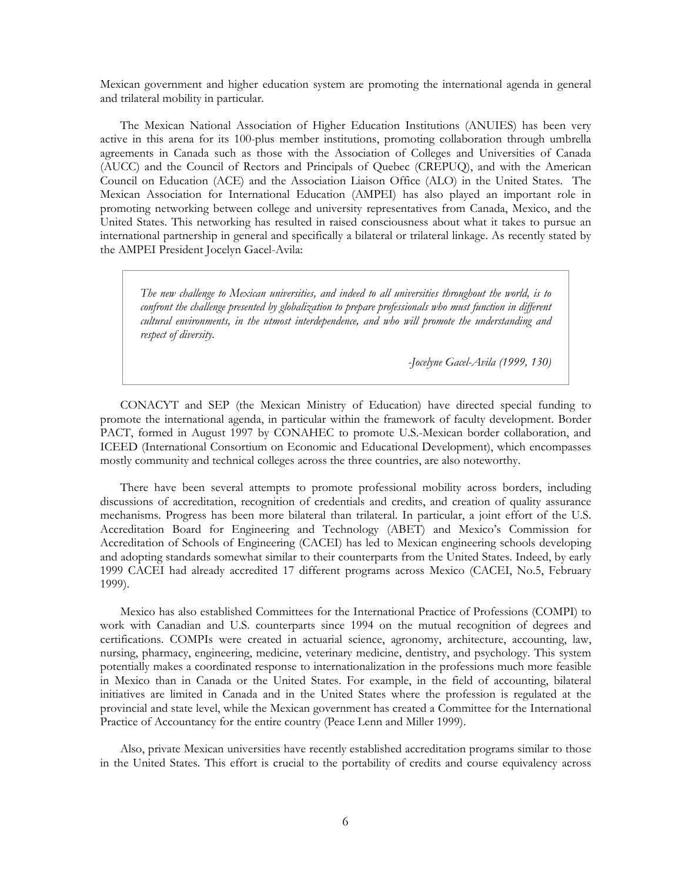Mexican government and higher education system are promoting the international agenda in general and trilateral mobility in particular.

The Mexican National Association of Higher Education Institutions (ANUIES) has been very active in this arena for its 100-plus member institutions, promoting collaboration through umbrella agreements in Canada such as those with the Association of Colleges and Universities of Canada (AUCC) and the Council of Rectors and Principals of Quebec (CREPUQ), and with the American Council on Education (ACE) and the Association Liaison Office (ALO) in the United States. The Mexican Association for International Education (AMPEI) has also played an important role in promoting networking between college and university representatives from Canada, Mexico, and the United States. This networking has resulted in raised consciousness about what it takes to pursue an international partnership in general and specifically a bilateral or trilateral linkage. As recently stated by the AMPEI President Jocelyn Gacel-Avila:

> *The new challenge to Mexican universities, and indeed to all universities throughout the world, is to confront the challenge presented by globalization to prepare professionals who must function in different cultural environments, in the utmost interdependence, and who will promote the understanding and respect of diversity.*
>
> *-Jocelyne Gacel-Avila (1999, 130)*

CONACYT and SEP (the Mexican Ministry of Education) have directed special funding to promote the international agenda, in particular within the framework of faculty development. Border PACT, formed in August 1997 by CONAHEC to promote U.S.-Mexican border collaboration, and ICEED (International Consortium on Economic and Educational Development), which encompasses mostly community and technical colleges across the three countries, are also noteworthy.

There have been several attempts to promote professional mobility across borders, including discussions of accreditation, recognition of credentials and credits, and creation of quality assurance mechanisms. Progress has been more bilateral than trilateral. In particular, a joint effort of the U.S. Accreditation Board for Engineering and Technology (ABET) and Mexico's Commission for Accreditation of Schools of Engineering (CACEI) has led to Mexican engineering schools developing and adopting standards somewhat similar to their counterparts from the United States. Indeed, by early 1999 CACEI had already accredited 17 different programs across Mexico (CACEI, No.5, February 1999).

Mexico has also established Committees for the International Practice of Professions (COMPI) to work with Canadian and U.S. counterparts since 1994 on the mutual recognition of degrees and certifications. COMPIs were created in actuarial science, agronomy, architecture, accounting, law, nursing, pharmacy, engineering, medicine, veterinary medicine, dentistry, and psychology. This system potentially makes a coordinated response to internationalization in the professions much more feasible in Mexico than in Canada or the United States. For example, in the field of accounting, bilateral initiatives are limited in Canada and in the United States where the profession is regulated at the provincial and state level, while the Mexican government has created a Committee for the International Practice of Accountancy for the entire country (Peace Lenn and Miller 1999).

Also, private Mexican universities have recently established accreditation programs similar to those in the United States. This effort is crucial to the portability of credits and course equivalency across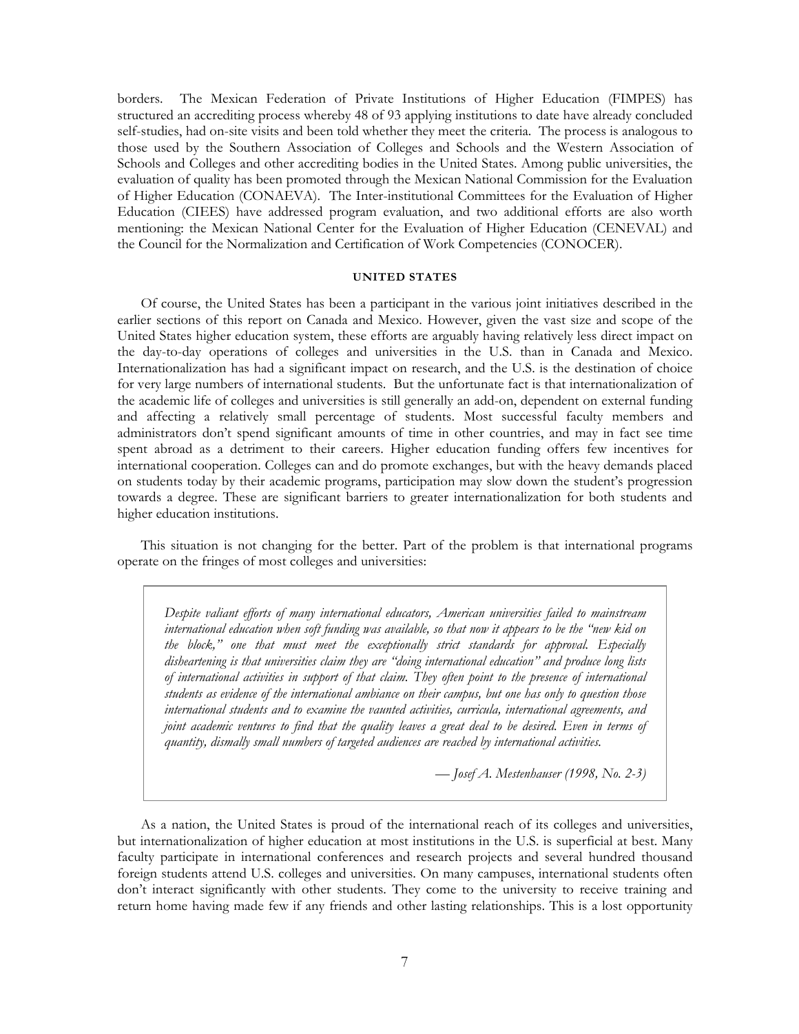borders. The Mexican Federation of Private Institutions of Higher Education (FIMPES) has structured an accrediting process whereby 48 of 93 applying institutions to date have already concluded self-studies, had on-site visits and been told whether they meet the criteria. The process is analogous to those used by the Southern Association of Colleges and Schools and the Western Association of Schools and Colleges and other accrediting bodies in the United States. Among public universities, the evaluation of quality has been promoted through the Mexican National Commission for the Evaluation of Higher Education (CONAEVA). The Inter-institutional Committees for the Evaluation of Higher Education (CIEES) have addressed program evaluation, and two additional efforts are also worth mentioning: the Mexican National Center for the Evaluation of Higher Education (CENEVAL) and the Council for the Normalization and Certification of Work Competencies (CONOCER).

## UNITED STATES

Of course, the United States has been a participant in the various joint initiatives described in the earlier sections of this report on Canada and Mexico. However, given the vast size and scope of the United States higher education system, these efforts are arguably having relatively less direct impact on the day-to-day operations of colleges and universities in the U.S. than in Canada and Mexico. Internationalization has had a significant impact on research, and the U.S. is the destination of choice for very large numbers of international students. But the unfortunate fact is that internationalization of the academic life of colleges and universities is still generally an add-on, dependent on external funding and affecting a relatively small percentage of students. Most successful faculty members and administrators don't spend significant amounts of time in other countries, and may in fact see time spent abroad as a detriment to their careers. Higher education funding offers few incentives for international cooperation. Colleges can and do promote exchanges, but with the heavy demands placed on students today by their academic programs, participation may slow down the student's progression towards a degree. These are significant barriers to greater internationalization for both students and higher education institutions.

This situation is not changing for the better. Part of the problem is that international programs operate on the fringes of most colleges and universities:

> *Despite valiant efforts of many international educators, American universities failed to mainstream international education when soft funding was available, so that now it appears to be the "new kid on the block," one that must meet the exceptionally strict standards for approval. Especially disheartening is that universities claim they are "doing international education" and produce long lists of international activities in support of that claim. They often point to the presence of international students as evidence of the international ambiance on their campus, but one has only to question those international students and to examine the vaunted activities, curricula, international agreements, and joint academic ventures to find that the quality leaves a great deal to be desired. Even in terms of quantity, dismally small numbers of targeted audiences are reached by international activities.*
>
> — *Josef A. Mestenhauser (1998, No. 2-3)*

As a nation, the United States is proud of the international reach of its colleges and universities, but internationalization of higher education at most institutions in the U.S. is superficial at best. Many faculty participate in international conferences and research projects and several hundred thousand foreign students attend U.S. colleges and universities. On many campuses, international students often don't interact significantly with other students. They come to the university to receive training and return home having made few if any friends and other lasting relationships. This is a lost opportunity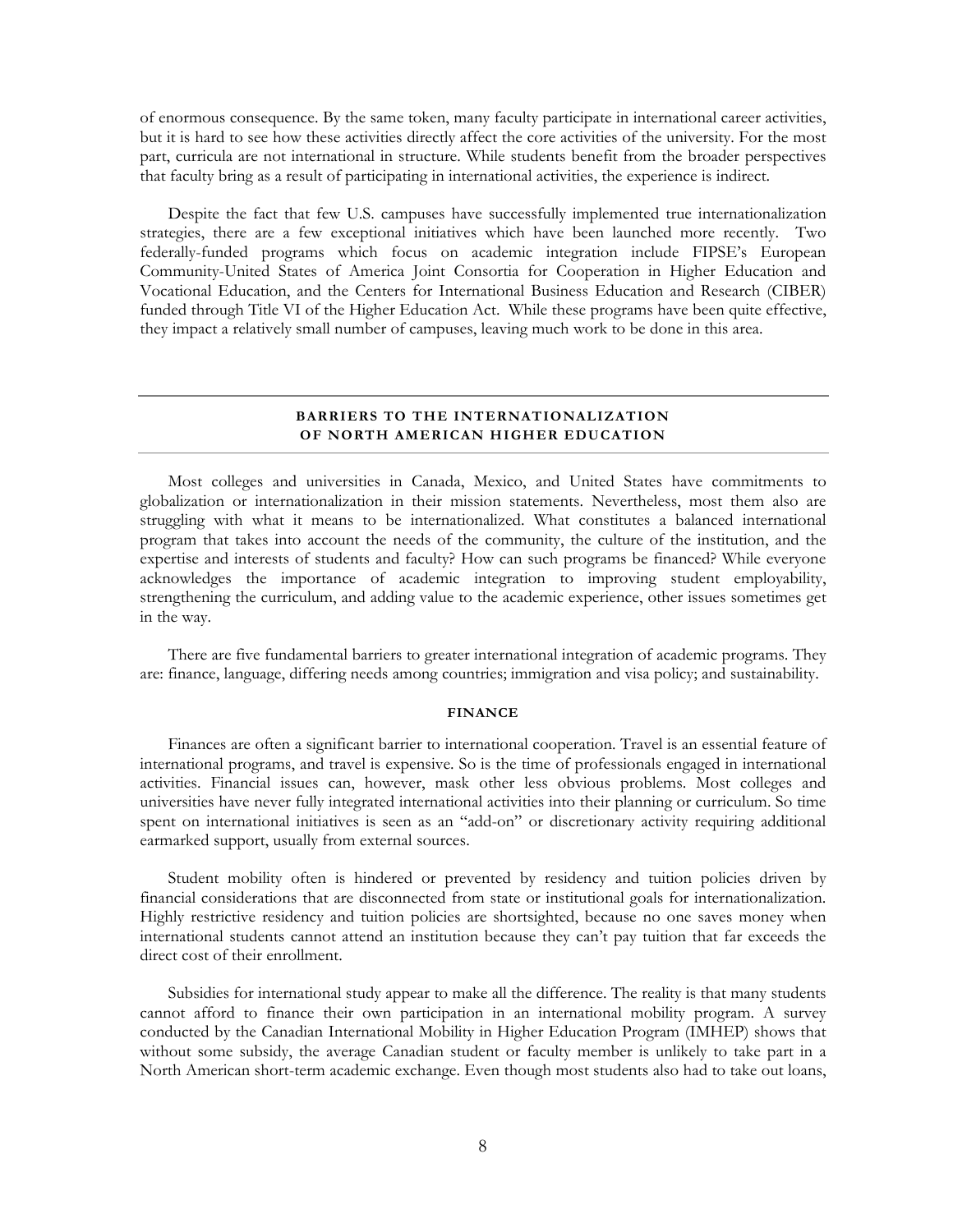of enormous consequence. By the same token, many faculty participate in international career activities, but it is hard to see how these activities directly affect the core activities of the university. For the most part, curricula are not international in structure. While students benefit from the broader perspectives that faculty bring as a result of participating in international activities, the experience is indirect.

Despite the fact that few U.S. campuses have successfully implemented true internationalization strategies, there are a few exceptional initiatives which have been launched more recently. Two federally-funded programs which focus on academic integration include FIPSE's European Community-United States of America Joint Consortia for Cooperation in Higher Education and Vocational Education, and the Centers for International Business Education and Research (CIBER) funded through Title VI of the Higher Education Act. While these programs have been quite effective, they impact a relatively small number of campuses, leaving much work to be done in this area.

## BARRIERS TO THE INTERNATIONALIZATION OF NORTH AMERICAN HIGHER EDUCATION

Most colleges and universities in Canada, Mexico, and United States have commitments to globalization or internationalization in their mission statements. Nevertheless, most them also are struggling with what it means to be internationalized. What constitutes a balanced international program that takes into account the needs of the community, the culture of the institution, and the expertise and interests of students and faculty? How can such programs be financed? While everyone acknowledges the importance of academic integration to improving student employability, strengthening the curriculum, and adding value to the academic experience, other issues sometimes get in the way.

There are five fundamental barriers to greater international integration of academic programs. They are: finance, language, differing needs among countries; immigration and visa policy; and sustainability.

### FINANCE

Finances are often a significant barrier to international cooperation. Travel is an essential feature of international programs, and travel is expensive. So is the time of professionals engaged in international activities. Financial issues can, however, mask other less obvious problems. Most colleges and universities have never fully integrated international activities into their planning or curriculum. So time spent on international initiatives is seen as an "add-on" or discretionary activity requiring additional earmarked support, usually from external sources.

Student mobility often is hindered or prevented by residency and tuition policies driven by financial considerations that are disconnected from state or institutional goals for internationalization. Highly restrictive residency and tuition policies are shortsighted, because no one saves money when international students cannot attend an institution because they can't pay tuition that far exceeds the direct cost of their enrollment.

Subsidies for international study appear to make all the difference. The reality is that many students cannot afford to finance their own participation in an international mobility program. A survey conducted by the Canadian International Mobility in Higher Education Program (IMHEP) shows that without some subsidy, the average Canadian student or faculty member is unlikely to take part in a North American short-term academic exchange. Even though most students also had to take out loans,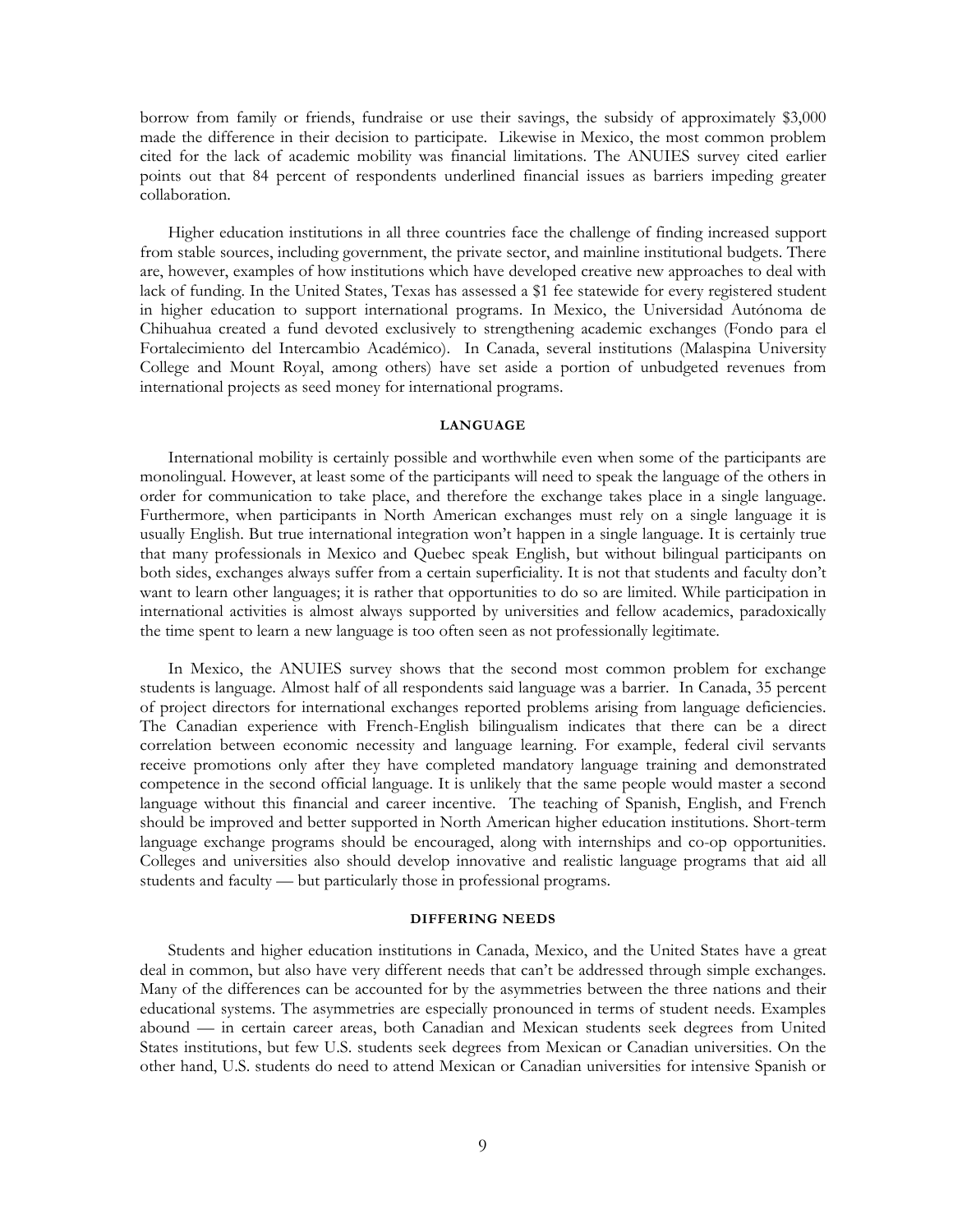borrow from family or friends, fundraise or use their savings, the subsidy of approximately $3,000 made the difference in their decision to participate. Likewise in Mexico, the most common problem cited for the lack of academic mobility was financial limitations. The ANUIES survey cited earlier points out that 84 percent of respondents underlined financial issues as barriers impeding greater collaboration.

Higher education institutions in all three countries face the challenge of finding increased support from stable sources, including government, the private sector, and mainline institutional budgets. There are, however, examples of how institutions which have developed creative new approaches to deal with lack of funding. In the United States, Texas has assessed a $1 fee statewide for every registered student in higher education to support international programs. In Mexico, the Universidad Autónoma de Chihuahua created a fund devoted exclusively to strengthening academic exchanges (Fondo para el Fortalecimiento del Intercambio Académico). In Canada, several institutions (Malaspina University College and Mount Royal, among others) have set aside a portion of unbudgeted revenues from international projects as seed money for international programs.

## LANGUAGE

International mobility is certainly possible and worthwhile even when some of the participants are monolingual. However, at least some of the participants will need to speak the language of the others in order for communication to take place, and therefore the exchange takes place in a single language. Furthermore, when participants in North American exchanges must rely on a single language it is usually English. But true international integration won't happen in a single language. It is certainly true that many professionals in Mexico and Quebec speak English, but without bilingual participants on both sides, exchanges always suffer from a certain superficiality. It is not that students and faculty don't want to learn other languages; it is rather that opportunities to do so are limited. While participation in international activities is almost always supported by universities and fellow academics, paradoxically the time spent to learn a new language is too often seen as not professionally legitimate.

In Mexico, the ANUIES survey shows that the second most common problem for exchange students is language. Almost half of all respondents said language was a barrier. In Canada, 35 percent of project directors for international exchanges reported problems arising from language deficiencies. The Canadian experience with French-English bilingualism indicates that there can be a direct correlation between economic necessity and language learning. For example, federal civil servants receive promotions only after they have completed mandatory language training and demonstrated competence in the second official language. It is unlikely that the same people would master a second language without this financial and career incentive. The teaching of Spanish, English, and French should be improved and better supported in North American higher education institutions. Short-term language exchange programs should be encouraged, along with internships and co-op opportunities. Colleges and universities also should develop innovative and realistic language programs that aid all students and faculty — but particularly those in professional programs.

## DIFFERING NEEDS

Students and higher education institutions in Canada, Mexico, and the United States have a great deal in common, but also have very different needs that can't be addressed through simple exchanges. Many of the differences can be accounted for by the asymmetries between the three nations and their educational systems. The asymmetries are especially pronounced in terms of student needs. Examples abound — in certain career areas, both Canadian and Mexican students seek degrees from United States institutions, but few U.S. students seek degrees from Mexican or Canadian universities. On the other hand, U.S. students do need to attend Mexican or Canadian universities for intensive Spanish or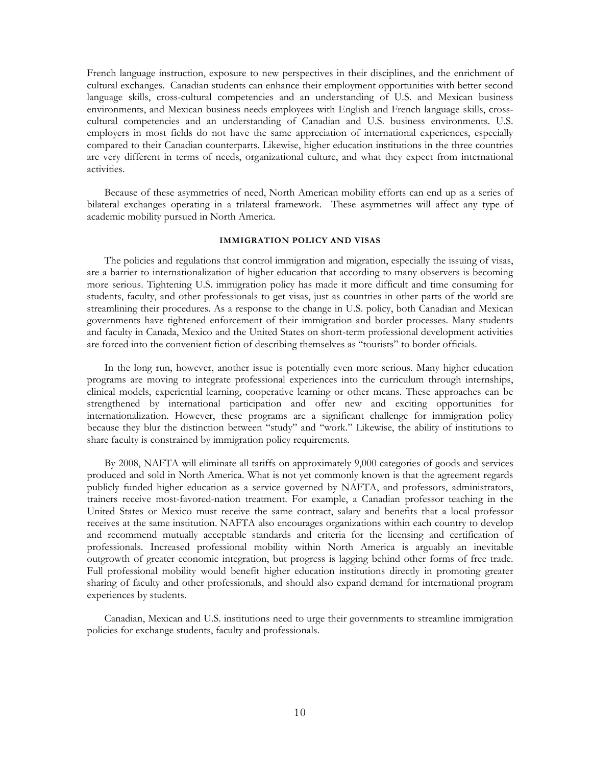French language instruction, exposure to new perspectives in their disciplines, and the enrichment of cultural exchanges. Canadian students can enhance their employment opportunities with better second language skills, cross-cultural competencies and an understanding of U.S. and Mexican business environments, and Mexican business needs employees with English and French language skills, cross-cultural competencies and an understanding of Canadian and U.S. business environments. U.S. employers in most fields do not have the same appreciation of international experiences, especially compared to their Canadian counterparts. Likewise, higher education institutions in the three countries are very different in terms of needs, organizational culture, and what they expect from international activities.

Because of these asymmetries of need, North American mobility efforts can end up as a series of bilateral exchanges operating in a trilateral framework. These asymmetries will affect any type of academic mobility pursued in North America.

#### IMMIGRATION POLICY AND VISAS

The policies and regulations that control immigration and migration, especially the issuing of visas, are a barrier to internationalization of higher education that according to many observers is becoming more serious. Tightening U.S. immigration policy has made it more difficult and time consuming for students, faculty, and other professionals to get visas, just as countries in other parts of the world are streamlining their procedures. As a response to the change in U.S. policy, both Canadian and Mexican governments have tightened enforcement of their immigration and border processes. Many students and faculty in Canada, Mexico and the United States on short-term professional development activities are forced into the convenient fiction of describing themselves as "tourists" to border officials.

In the long run, however, another issue is potentially even more serious. Many higher education programs are moving to integrate professional experiences into the curriculum through internships, clinical models, experiential learning, cooperative learning or other means. These approaches can be strengthened by international participation and offer new and exciting opportunities for internationalization. However, these programs are a significant challenge for immigration policy because they blur the distinction between "study" and "work." Likewise, the ability of institutions to share faculty is constrained by immigration policy requirements.

By 2008, NAFTA will eliminate all tariffs on approximately 9,000 categories of goods and services produced and sold in North America. What is not yet commonly known is that the agreement regards publicly funded higher education as a service governed by NAFTA, and professors, administrators, trainers receive most-favored-nation treatment. For example, a Canadian professor teaching in the United States or Mexico must receive the same contract, salary and benefits that a local professor receives at the same institution. NAFTA also encourages organizations within each country to develop and recommend mutually acceptable standards and criteria for the licensing and certification of professionals. Increased professional mobility within North America is arguably an inevitable outgrowth of greater economic integration, but progress is lagging behind other forms of free trade. Full professional mobility would benefit higher education institutions directly in promoting greater sharing of faculty and other professionals, and should also expand demand for international program experiences by students.

Canadian, Mexican and U.S. institutions need to urge their governments to streamline immigration policies for exchange students, faculty and professionals.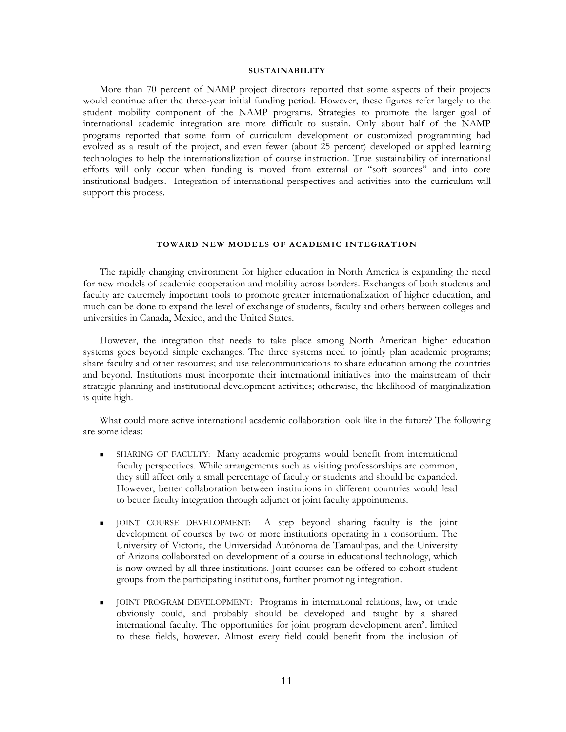## SUSTAINABILITY

More than 70 percent of NAMP project directors reported that some aspects of their projects would continue after the three-year initial funding period. However, these figures refer largely to the student mobility component of the NAMP programs. Strategies to promote the larger goal of international academic integration are more difficult to sustain. Only about half of the NAMP programs reported that some form of curriculum development or customized programming had evolved as a result of the project, and even fewer (about 25 percent) developed or applied learning technologies to help the internationalization of course instruction. True sustainability of international efforts will only occur when funding is moved from external or "soft sources" and into core institutional budgets. Integration of international perspectives and activities into the curriculum will support this process.

---

## TOWARD NEW MODELS OF ACADEMIC INTEGRATION

---

The rapidly changing environment for higher education in North America is expanding the need for new models of academic cooperation and mobility across borders. Exchanges of both students and faculty are extremely important tools to promote greater internationalization of higher education, and much can be done to expand the level of exchange of students, faculty and others between colleges and universities in Canada, Mexico, and the United States.

However, the integration that needs to take place among North American higher education systems goes beyond simple exchanges. The three systems need to jointly plan academic programs; share faculty and other resources; and use telecommunications to share education among the countries and beyond. Institutions must incorporate their international initiatives into the mainstream of their strategic planning and institutional development activities; otherwise, the likelihood of marginalization is quite high.

What could more active international academic collaboration look like in the future? The following are some ideas:

- SHARING OF FACULTY: Many academic programs would benefit from international faculty perspectives. While arrangements such as visiting professorships are common, they still affect only a small percentage of faculty or students and should be expanded. However, better collaboration between institutions in different countries would lead to better faculty integration through adjunct or joint faculty appointments.

- JOINT COURSE DEVELOPMENT: A step beyond sharing faculty is the joint development of courses by two or more institutions operating in a consortium. The University of Victoria, the Universidad Autónoma de Tamaulipas, and the University of Arizona collaborated on development of a course in educational technology, which is now owned by all three institutions. Joint courses can be offered to cohort student groups from the participating institutions, further promoting integration.

- JOINT PROGRAM DEVELOPMENT: Programs in international relations, law, or trade obviously could, and probably should be developed and taught by a shared international faculty. The opportunities for joint program development aren't limited to these fields, however. Almost every field could benefit from the inclusion of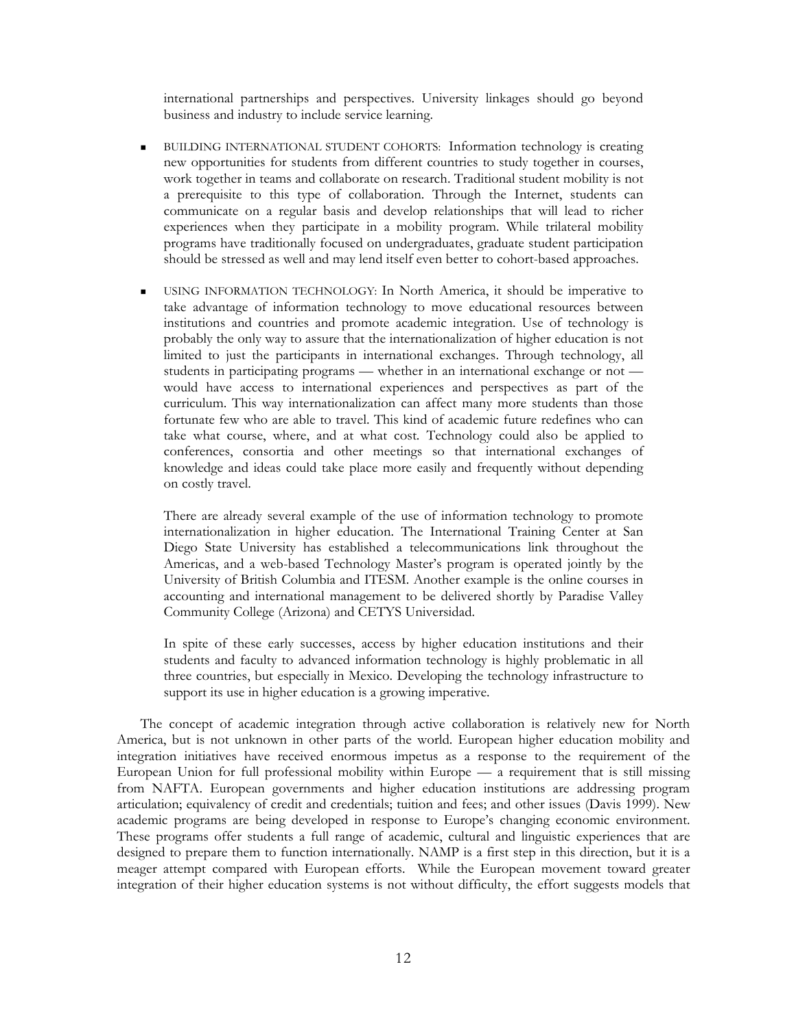international partnerships and perspectives. University linkages should go beyond business and industry to include service learning.

- BUILDING INTERNATIONAL STUDENT COHORTS: Information technology is creating new opportunities for students from different countries to study together in courses, work together in teams and collaborate on research. Traditional student mobility is not a prerequisite to this type of collaboration. Through the Internet, students can communicate on a regular basis and develop relationships that will lead to richer experiences when they participate in a mobility program. While trilateral mobility programs have traditionally focused on undergraduates, graduate student participation should be stressed as well and may lend itself even better to cohort-based approaches.

- USING INFORMATION TECHNOLOGY: In North America, it should be imperative to take advantage of information technology to move educational resources between institutions and countries and promote academic integration. Use of technology is probably the only way to assure that the internationalization of higher education is not limited to just the participants in international exchanges. Through technology, all students in participating programs — whether in an international exchange or not — would have access to international experiences and perspectives as part of the curriculum. This way internationalization can affect many more students than those fortunate few who are able to travel. This kind of academic future redefines who can take what course, where, and at what cost. Technology could also be applied to conferences, consortia and other meetings so that international exchanges of knowledge and ideas could take place more easily and frequently without depending on costly travel.

  There are already several example of the use of information technology to promote internationalization in higher education. The International Training Center at San Diego State University has established a telecommunications link throughout the Americas, and a web-based Technology Master's program is operated jointly by the University of British Columbia and ITESM. Another example is the online courses in accounting and international management to be delivered shortly by Paradise Valley Community College (Arizona) and CETYS Universidad.

  In spite of these early successes, access by higher education institutions and their students and faculty to advanced information technology is highly problematic in all three countries, but especially in Mexico. Developing the technology infrastructure to support its use in higher education is a growing imperative.

The concept of academic integration through active collaboration is relatively new for North America, but is not unknown in other parts of the world. European higher education mobility and integration initiatives have received enormous impetus as a response to the requirement of the European Union for full professional mobility within Europe — a requirement that is still missing from NAFTA. European governments and higher education institutions are addressing program articulation; equivalency of credit and credentials; tuition and fees; and other issues (Davis 1999). New academic programs are being developed in response to Europe's changing economic environment. These programs offer students a full range of academic, cultural and linguistic experiences that are designed to prepare them to function internationally. NAMP is a first step in this direction, but it is a meager attempt compared with European efforts. While the European movement toward greater integration of their higher education systems is not without difficulty, the effort suggests models that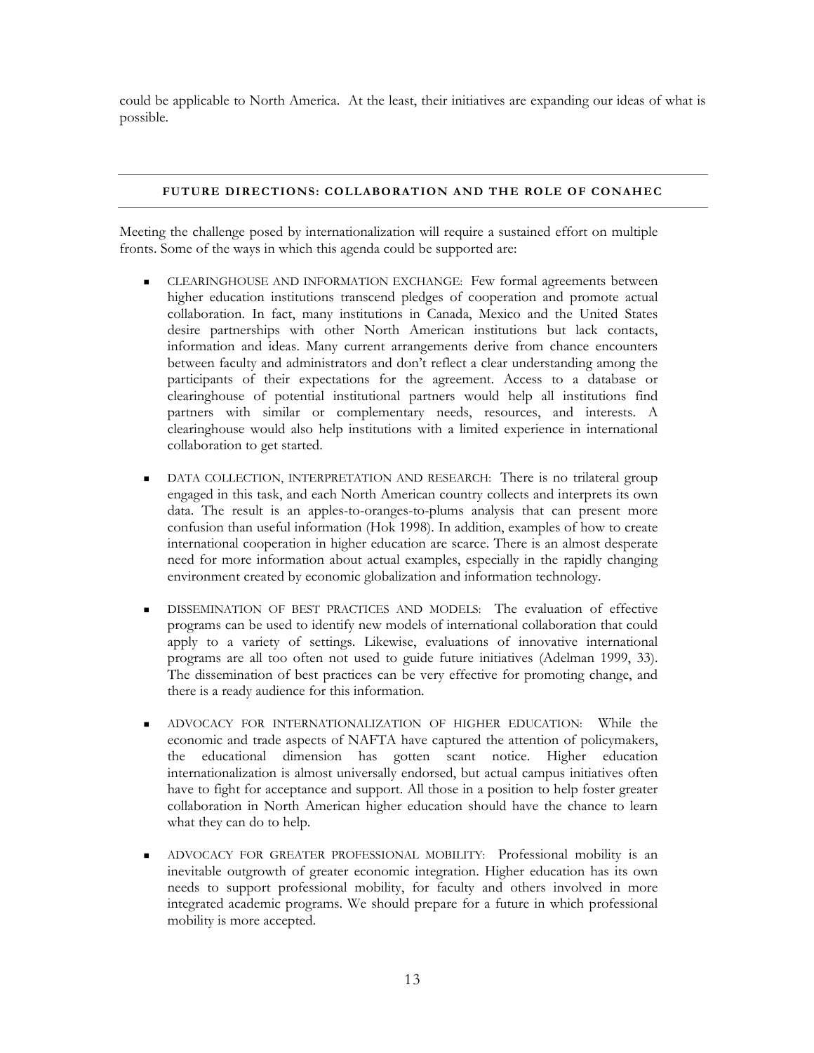could be applicable to North America. At the least, their initiatives are expanding our ideas of what is possible.

## FUTURE DIRECTIONS: COLLABORATION AND THE ROLE OF CONAHEC

Meeting the challenge posed by internationalization will require a sustained effort on multiple fronts. Some of the ways in which this agenda could be supported are:

- CLEARINGHOUSE AND INFORMATION EXCHANGE: Few formal agreements between higher education institutions transcend pledges of cooperation and promote actual collaboration. In fact, many institutions in Canada, Mexico and the United States desire partnerships with other North American institutions but lack contacts, information and ideas. Many current arrangements derive from chance encounters between faculty and administrators and don't reflect a clear understanding among the participants of their expectations for the agreement. Access to a database or clearinghouse of potential institutional partners would help all institutions find partners with similar or complementary needs, resources, and interests. A clearinghouse would also help institutions with a limited experience in international collaboration to get started.

- DATA COLLECTION, INTERPRETATION AND RESEARCH: There is no trilateral group engaged in this task, and each North American country collects and interprets its own data. The result is an apples-to-oranges-to-plums analysis that can present more confusion than useful information (Hok 1998). In addition, examples of how to create international cooperation in higher education are scarce. There is an almost desperate need for more information about actual examples, especially in the rapidly changing environment created by economic globalization and information technology.

- DISSEMINATION OF BEST PRACTICES AND MODELS: The evaluation of effective programs can be used to identify new models of international collaboration that could apply to a variety of settings. Likewise, evaluations of innovative international programs are all too often not used to guide future initiatives (Adelman 1999, 33). The dissemination of best practices can be very effective for promoting change, and there is a ready audience for this information.

- ADVOCACY FOR INTERNATIONALIZATION OF HIGHER EDUCATION: While the economic and trade aspects of NAFTA have captured the attention of policymakers, the educational dimension has gotten scant notice. Higher education internationalization is almost universally endorsed, but actual campus initiatives often have to fight for acceptance and support. All those in a position to help foster greater collaboration in North American higher education should have the chance to learn what they can do to help.

- ADVOCACY FOR GREATER PROFESSIONAL MOBILITY: Professional mobility is an inevitable outgrowth of greater economic integration. Higher education has its own needs to support professional mobility, for faculty and others involved in more integrated academic programs. We should prepare for a future in which professional mobility is more accepted.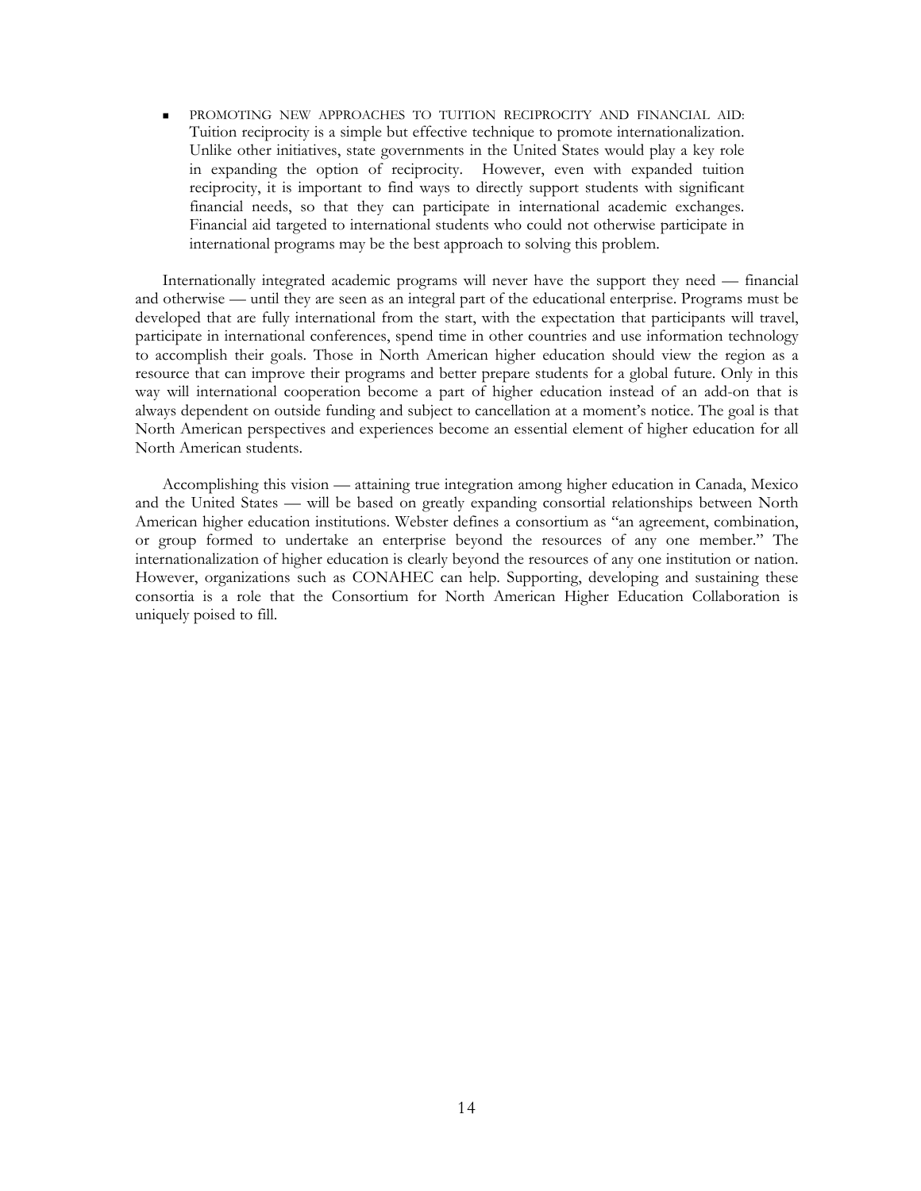- PROMOTING NEW APPROACHES TO TUITION RECIPROCITY AND FINANCIAL AID: Tuition reciprocity is a simple but effective technique to promote internationalization. Unlike other initiatives, state governments in the United States would play a key role in expanding the option of reciprocity. However, even with expanded tuition reciprocity, it is important to find ways to directly support students with significant financial needs, so that they can participate in international academic exchanges. Financial aid targeted to international students who could not otherwise participate in international programs may be the best approach to solving this problem.

Internationally integrated academic programs will never have the support they need — financial and otherwise — until they are seen as an integral part of the educational enterprise. Programs must be developed that are fully international from the start, with the expectation that participants will travel, participate in international conferences, spend time in other countries and use information technology to accomplish their goals. Those in North American higher education should view the region as a resource that can improve their programs and better prepare students for a global future. Only in this way will international cooperation become a part of higher education instead of an add-on that is always dependent on outside funding and subject to cancellation at a moment's notice. The goal is that North American perspectives and experiences become an essential element of higher education for all North American students.

Accomplishing this vision — attaining true integration among higher education in Canada, Mexico and the United States — will be based on greatly expanding consortial relationships between North American higher education institutions. Webster defines a consortium as "an agreement, combination, or group formed to undertake an enterprise beyond the resources of any one member." The internationalization of higher education is clearly beyond the resources of any one institution or nation. However, organizations such as CONAHEC can help. Supporting, developing and sustaining these consortia is a role that the Consortium for North American Higher Education Collaboration is uniquely poised to fill.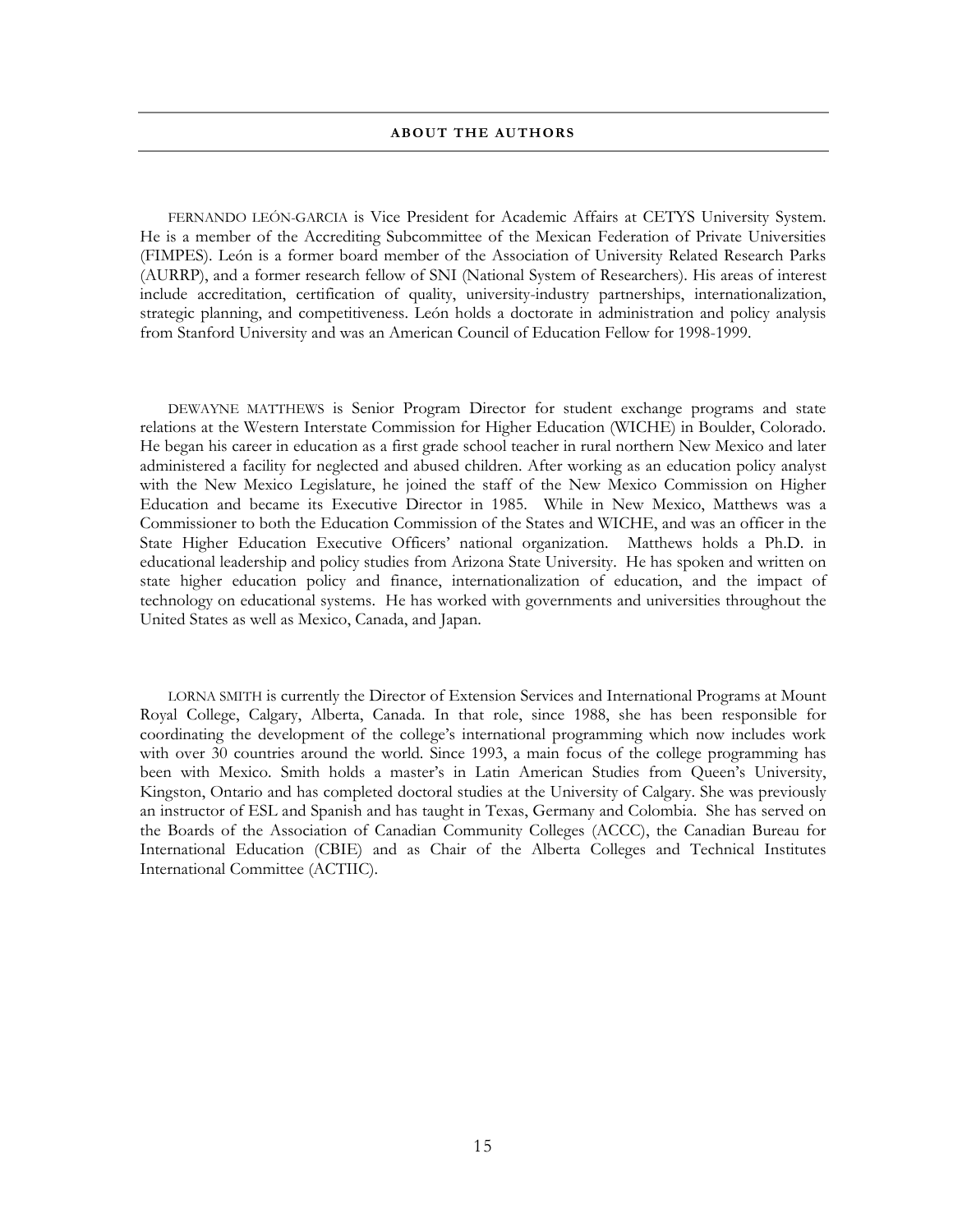## ABOUT THE AUTHORS

FERNANDO LEÓN-GARCIA is Vice President for Academic Affairs at CETYS University System. He is a member of the Accrediting Subcommittee of the Mexican Federation of Private Universities (FIMPES). León is a former board member of the Association of University Related Research Parks (AURRP), and a former research fellow of SNI (National System of Researchers). His areas of interest include accreditation, certification of quality, university-industry partnerships, internationalization, strategic planning, and competitiveness. León holds a doctorate in administration and policy analysis from Stanford University and was an American Council of Education Fellow for 1998-1999.

DEWAYNE MATTHEWS is Senior Program Director for student exchange programs and state relations at the Western Interstate Commission for Higher Education (WICHE) in Boulder, Colorado. He began his career in education as a first grade school teacher in rural northern New Mexico and later administered a facility for neglected and abused children. After working as an education policy analyst with the New Mexico Legislature, he joined the staff of the New Mexico Commission on Higher Education and became its Executive Director in 1985. While in New Mexico, Matthews was a Commissioner to both the Education Commission of the States and WICHE, and was an officer in the State Higher Education Executive Officers' national organization. Matthews holds a Ph.D. in educational leadership and policy studies from Arizona State University. He has spoken and written on state higher education policy and finance, internationalization of education, and the impact of technology on educational systems. He has worked with governments and universities throughout the United States as well as Mexico, Canada, and Japan.

LORNA SMITH is currently the Director of Extension Services and International Programs at Mount Royal College, Calgary, Alberta, Canada. In that role, since 1988, she has been responsible for coordinating the development of the college's international programming which now includes work with over 30 countries around the world. Since 1993, a main focus of the college programming has been with Mexico. Smith holds a master's in Latin American Studies from Queen's University, Kingston, Ontario and has completed doctoral studies at the University of Calgary. She was previously an instructor of ESL and Spanish and has taught in Texas, Germany and Colombia. She has served on the Boards of the Association of Canadian Community Colleges (ACCC), the Canadian Bureau for International Education (CBIE) and as Chair of the Alberta Colleges and Technical Institutes International Committee (ACTIIC).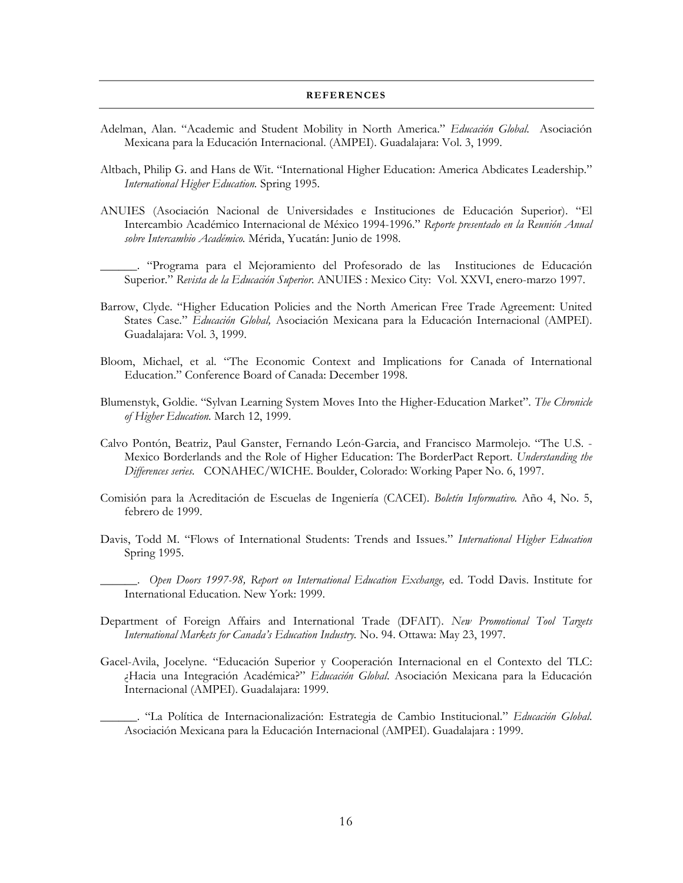## REFERENCES

Adelman, Alan. "Academic and Student Mobility in North America." *Educación Global*. Asociación Mexicana para la Educación Internacional. (AMPEI). Guadalajara: Vol. 3, 1999.

Altbach, Philip G. and Hans de Wit. "International Higher Education: America Abdicates Leadership." *International Higher Education*. Spring 1995.

ANUIES (Asociación Nacional de Universidades e Instituciones de Educación Superior). "El Intercambio Académico Internacional de México 1994-1996." *Reporte presentado en la Reunión Anual sobre Intercambio Académico*. Mérida, Yucatán: Junio de 1998.

______. "Programa para el Mejoramiento del Profesorado de las Instituciones de Educación Superior." *Revista de la Educación Superior*. ANUIES : Mexico City: Vol. XXVI, enero-marzo 1997.

Barrow, Clyde. "Higher Education Policies and the North American Free Trade Agreement: United States Case." *Educación Global,* Asociación Mexicana para la Educación Internacional (AMPEI). Guadalajara: Vol. 3, 1999.

Bloom, Michael, et al. "The Economic Context and Implications for Canada of International Education." Conference Board of Canada: December 1998.

Blumenstyk, Goldie. "Sylvan Learning System Moves Into the Higher-Education Market". *The Chronicle of Higher Education*. March 12, 1999.

Calvo Pontón, Beatriz, Paul Ganster, Fernando León-Garcia, and Francisco Marmolejo. "The U.S. - Mexico Borderlands and the Role of Higher Education: The BorderPact Report. *Understanding the Differences series*. CONAHEC/WICHE. Boulder, Colorado: Working Paper No. 6, 1997.

Comisión para la Acreditación de Escuelas de Ingeniería (CACEI). *Boletín Informativo*. Año 4, No. 5, febrero de 1999.

Davis, Todd M. "Flows of International Students: Trends and Issues." *International Higher Education* Spring 1995.

______. *Open Doors 1997-98, Report on International Education Exchange,* ed. Todd Davis. Institute for International Education. New York: 1999.

Department of Foreign Affairs and International Trade (DFAIT). *New Promotional Tool Targets International Markets for Canada's Education Industry*. No. 94. Ottawa: May 23, 1997.

Gacel-Avila, Jocelyne. "Educación Superior y Cooperación Internacional en el Contexto del TLC: ¿Hacia una Integración Académica?" *Educación Global*. Asociación Mexicana para la Educación Internacional (AMPEI). Guadalajara: 1999.

______. "La Política de Internacionalización: Estrategia de Cambio Institucional." *Educación Global*. Asociación Mexicana para la Educación Internacional (AMPEI). Guadalajara : 1999.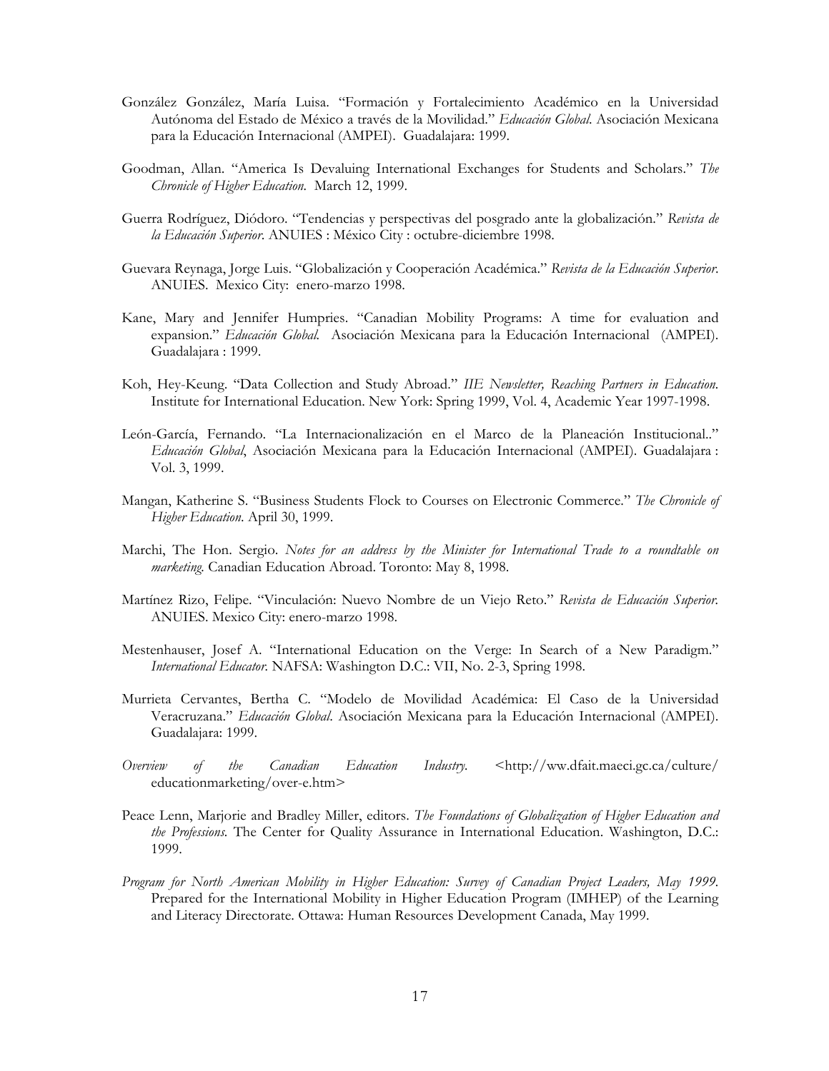González González, María Luisa. "Formación y Fortalecimiento Académico en la Universidad Autónoma del Estado de México a través de la Movilidad." *Educación Global*. Asociación Mexicana para la Educación Internacional (AMPEI). Guadalajara: 1999.

Goodman, Allan. "America Is Devaluing International Exchanges for Students and Scholars." *The Chronicle of Higher Education*. March 12, 1999.

Guerra Rodríguez, Diódoro. "Tendencias y perspectivas del posgrado ante la globalización." *Revista de la Educación Superior*. ANUIES : México City : octubre-diciembre 1998.

Guevara Reynaga, Jorge Luis. "Globalización y Cooperación Académica." *Revista de la Educación Superior*. ANUIES. Mexico City: enero-marzo 1998.

Kane, Mary and Jennifer Humpries. "Canadian Mobility Programs: A time for evaluation and expansion." *Educación Global*. Asociación Mexicana para la Educación Internacional (AMPEI). Guadalajara : 1999.

Koh, Hey-Keung. "Data Collection and Study Abroad." *IIE Newsletter, Reaching Partners in Education*. Institute for International Education. New York: Spring 1999, Vol. 4, Academic Year 1997-1998.

León-García, Fernando. "La Internacionalización en el Marco de la Planeación Institucional.." *Educación Global*, Asociación Mexicana para la Educación Internacional (AMPEI). Guadalajara : Vol. 3, 1999.

Mangan, Katherine S. "Business Students Flock to Courses on Electronic Commerce." *The Chronicle of Higher Education*. April 30, 1999.

Marchi, The Hon. Sergio. *Notes for an address by the Minister for International Trade to a roundtable on marketing*. Canadian Education Abroad. Toronto: May 8, 1998.

Martínez Rizo, Felipe. "Vinculación: Nuevo Nombre de un Viejo Reto." *Revista de Educación Superior*. ANUIES. Mexico City: enero-marzo 1998.

Mestenhauser, Josef A. "International Education on the Verge: In Search of a New Paradigm." *International Educator*. NAFSA: Washington D.C.: VII, No. 2-3, Spring 1998.

Murrieta Cervantes, Bertha C. "Modelo de Movilidad Académica: El Caso de la Universidad Veracruzana." *Educación Global*. Asociación Mexicana para la Educación Internacional (AMPEI). Guadalajara: 1999.

*Overview of the Canadian Education Industry*. <http://ww.dfait.maeci.gc.ca/culture/educationmarketing/over-e.htm>

Peace Lenn, Marjorie and Bradley Miller, editors. *The Foundations of Globalization of Higher Education and the Professions*. The Center for Quality Assurance in International Education. Washington, D.C.: 1999.

*Program for North American Mobility in Higher Education: Survey of Canadian Project Leaders, May 1999*. Prepared for the International Mobility in Higher Education Program (IMHEP) of the Learning and Literacy Directorate. Ottawa: Human Resources Development Canada, May 1999.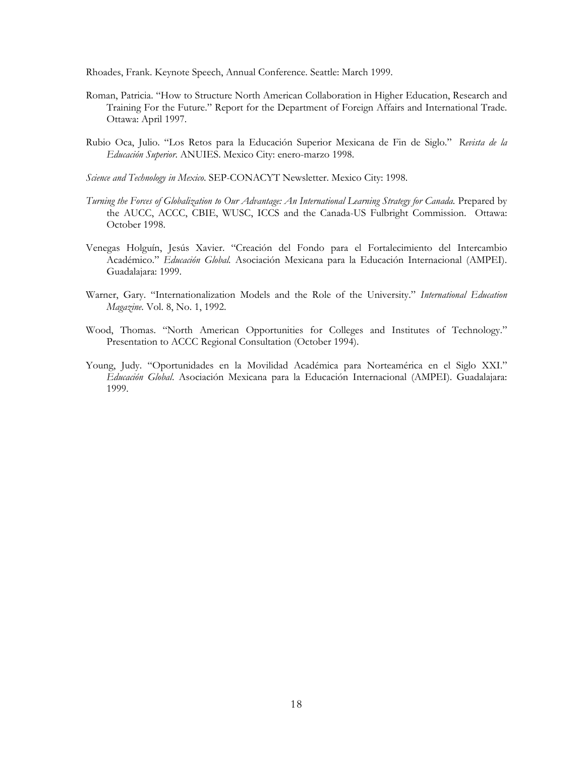Rhoades, Frank. Keynote Speech, Annual Conference. Seattle: March 1999.

Roman, Patricia. "How to Structure North American Collaboration in Higher Education, Research and Training For the Future." Report for the Department of Foreign Affairs and International Trade. Ottawa: April 1997.

Rubio Oca, Julio. "Los Retos para la Educación Superior Mexicana de Fin de Siglo." *Revista de la Educación Superior*. ANUIES. Mexico City: enero-marzo 1998.

*Science and Technology in Mexico*. SEP-CONACYT Newsletter. Mexico City: 1998.

*Turning the Forces of Globalization to Our Advantage: An International Learning Strategy for Canada.* Prepared by the AUCC, ACCC, CBIE, WUSC, ICCS and the Canada-US Fulbright Commission. Ottawa: October 1998.

Venegas Holguín, Jesús Xavier. "Creación del Fondo para el Fortalecimiento del Intercambio Académico." *Educación Global.* Asociación Mexicana para la Educación Internacional (AMPEI). Guadalajara: 1999.

Warner, Gary. "Internationalization Models and the Role of the University." *International Education Magazine*. Vol. 8, No. 1, 1992.

Wood, Thomas. "North American Opportunities for Colleges and Institutes of Technology." Presentation to ACCC Regional Consultation (October 1994).

Young, Judy. "Oportunidades en la Movilidad Académica para Norteamérica en el Siglo XXI." *Educación Global*. Asociación Mexicana para la Educación Internacional (AMPEI). Guadalajara: 1999.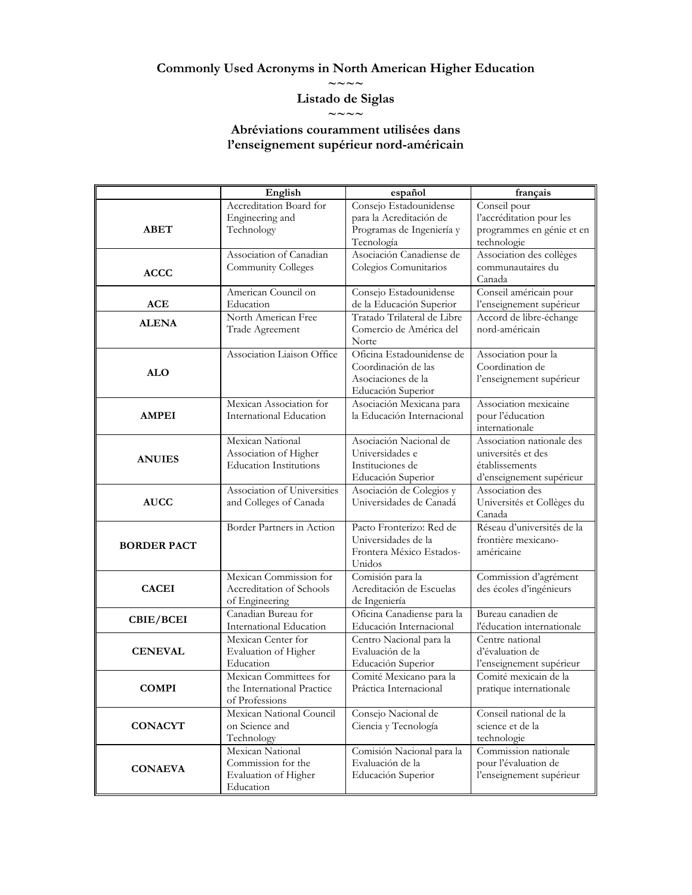**Commonly Used Acronyms in North American Higher Education**

~~~~

**Listado de Siglas**

~~~~

**Abréviations couramment utilisées dans l'enseignement supérieur nord-américain**

| | English | español | français |
|---|---|---|---|
| **ABET** | Accreditation Board for Engineering and Technology | Consejo Estadounidense para la Acreditación de Programas de Ingeniería y Tecnología | Conseil pour l'accréditation pour les programmes en génie et en technologie |
| **ACCC** | Association of Canadian Community Colleges | Asociación Canadiense de Colegios Comunitarios | Association des collèges communautaires du Canada |
| **ACE** | American Council on Education | Consejo Estadounidense de la Educación Superior | Conseil américain pour l'enseignement supérieur |
| **ALENA** | North American Free Trade Agreement | Tratado Trilateral de Libre Comercio de América del Norte | Accord de libre-échange nord-américain |
| **ALO** | Association Liaison Office | Oficina Estadounidense de Coordinación de las Asociaciones de la Educación Superior | Association pour la Coordination de l'enseignement supérieur |
| **AMPEI** | Mexican Association for International Education | Asociación Mexicana para la Educación Internacional | Association mexicaine pour l'éducation internationale |
| **ANUIES** | Mexican National Association of Higher Education Institutions | Asociación Nacional de Universidades e Instituciones de Educación Superior | Association nationale des universités et des établissements d'enseignement supérieur |
| **AUCC** | Association of Universities and Colleges of Canada | Asociación de Colegios y Universidades de Canadá | Association des Universités et Collèges du Canada |
| **BORDER PACT** | Border Partners in Action | Pacto Fronterizo: Red de Universidades de la Frontera México Estados-Unidos | Réseau d'universités de la frontière mexicano-américaine |
| **CACEI** | Mexican Commission for Accreditation of Schools of Engineering | Comisión para la Acreditación de Escuelas de Ingeniería | Commission d'agrément des écoles d'ingénieurs |
| **CBIE/BCEI** | Canadian Bureau for International Education | Oficina Canadiense para la Educación Internacional | Bureau canadien de l'éducation internationale |
| **CENEVAL** | Mexican Center for Evaluation of Higher Education | Centro Nacional para la Evaluación de la Educación Superior | Centre national d'évaluation de l'enseignement supérieur |
| **COMPI** | Mexican Committees for the International Practice of Professions | Comité Mexicano para la Práctica Internacional | Comité mexicain de la pratique internationale |
| **CONACYT** | Mexican National Council on Science and Technology | Consejo Nacional de Ciencia y Tecnología | Conseil national de la science et de la technologie |
| **CONAEVA** | Mexican National Commission for the Evaluation of Higher Education | Comisión Nacional para la Evaluación de la Educación Superior | Commission nationale pour l'évaluation de l'enseignement supérieur |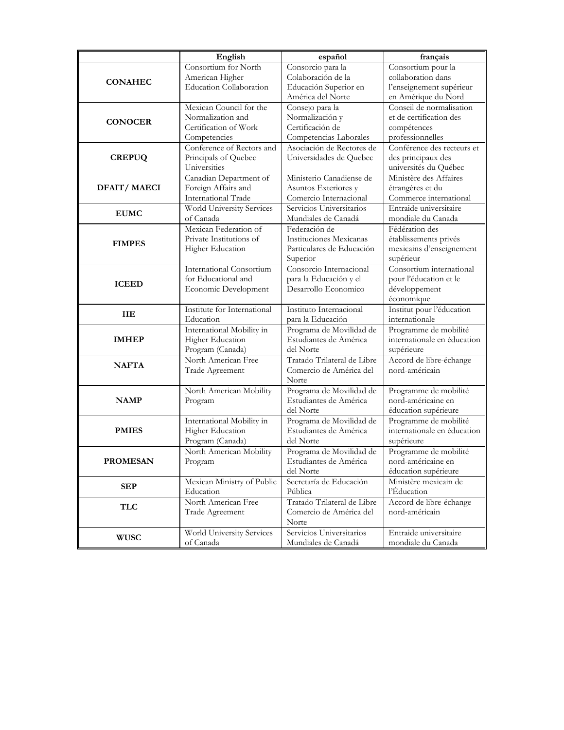| | English | español | français |
|---|---|---|---|
| **CONAHEC** | Consortium for North American Higher Education Collaboration | Consorcio para la Colaboración de la Educación Superior en América del Norte | Consortium pour la collaboration dans l'enseignement supérieur en Amérique du Nord |
| **CONOCER** | Mexican Council for the Normalization and Certification of Work Competencies | Consejo para la Normalización y Certificación de Competencias Laborales | Conseil de normalisation et de certification des compétences professionnelles |
| **CREPUQ** | Conference of Rectors and Principals of Quebec Universities | Asociación de Rectores de Universidades de Quebec | Conférence des recteurs et des principaux des universités du Québec |
| **DFAIT/ MAECI** | Canadian Department of Foreign Affairs and International Trade | Ministerio Canadiense de Asuntos Exteriores y Comercio Internacional | Ministère des Affaires étrangères et du Commerce international |
| **EUMC** | World University Services of Canada | Servicios Universitarios Mundiales de Canadá | Entraide universitaire mondiale du Canada |
| **FIMPES** | Mexican Federation of Private Institutions of Higher Education | Federación de Instituciones Mexicanas Particulares de Educación Superior | Fédération des établissements privés mexicains d'enseignement supérieur |
| **ICEED** | International Consortium for Educational and Economic Development | Consorcio Internacional para la Educación y el Desarrollo Economico | Consortium international pour l'éducation et le développement économique |
| **IIE** | Institute for International Education | Instituto Internacional para la Educación | Institut pour l'éducation internationale |
| **IMHEP** | International Mobility in Higher Education Program (Canada) | Programa de Movilidad de Estudiantes de América del Norte | Programme de mobilité internationale en éducation supérieure |
| **NAFTA** | North American Free Trade Agreement | Tratado Trilateral de Libre Comercio de América del Norte | Accord de libre-échange nord-américain |
| **NAMP** | North American Mobility Program | Programa de Movilidad de Estudiantes de América del Norte | Programme de mobilité nord-américaine en éducation supérieure |
| **PMIES** | International Mobility in Higher Education Program (Canada) | Programa de Movilidad de Estudiantes de América del Norte | Programme de mobilité internationale en éducation supérieure |
| **PROMESAN** | North American Mobility Program | Programa de Movilidad de Estudiantes de América del Norte | Programme de mobilité nord-américaine en éducation supérieure |
| **SEP** | Mexican Ministry of Public Education | Secretaría de Educación Pública | Ministère mexicain de l'Éducation |
| **TLC** | North American Free Trade Agreement | Tratado Trilateral de Libre Comercio de América del Norte | Accord de libre-échange nord-américain |
| **WUSC** | World University Services of Canada | Servicios Universitarios Mundiales de Canadá | Entraide universitaire mondiale du Canada |